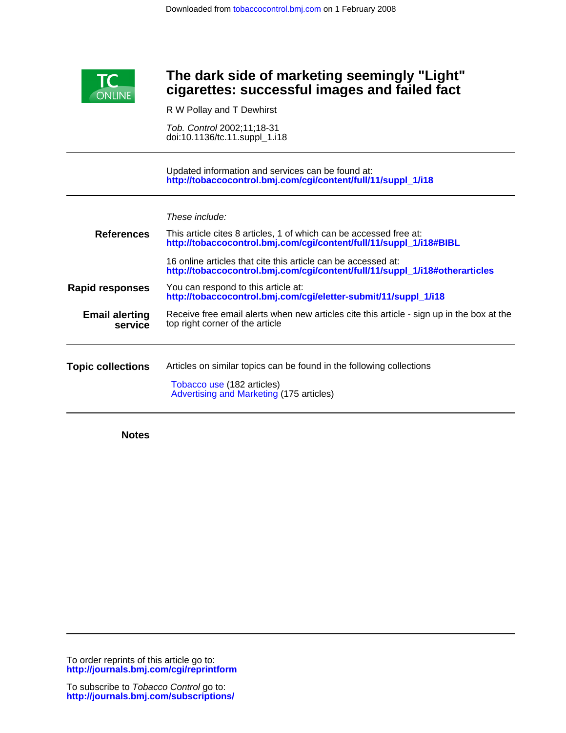Downloaded from tobaccocontrol.bmj.com on 1 February 2008

# The dark side of marketing seemingly "Light" cigarettes: successful images and failed fact

R W Pollay and T Dewhirst

*Tob. Control* 2002;11;18-31
doi:10.1136/tc.11.suppl_1.i18

Updated information and services can be found at:
**http://tobaccocontrol.bmj.com/cgi/content/full/11/suppl_1/i18**

*These include:*

**References**

This article cites 8 articles, 1 of which can be accessed free at:
**http://tobaccocontrol.bmj.com/cgi/content/full/11/suppl_1/i18#BIBL**

16 online articles that cite this article can be accessed at:
**http://tobaccocontrol.bmj.com/cgi/content/full/11/suppl_1/i18#otherarticles**

**Rapid responses**

You can respond to this article at:
**http://tobaccocontrol.bmj.com/cgi/eletter-submit/11/suppl_1/i18**

**Email alerting service**

Receive free email alerts when new articles cite this article - sign up in the box at the top right corner of the article

**Topic collections**

Articles on similar topics can be found in the following collections

Tobacco use (182 articles)
Advertising and Marketing (175 articles)

**Notes**

To order reprints of this article go to:
**http://journals.bmj.com/cgi/reprintform**

To subscribe to *Tobacco Control* go to:
**http://journals.bmj.com/subscriptions/**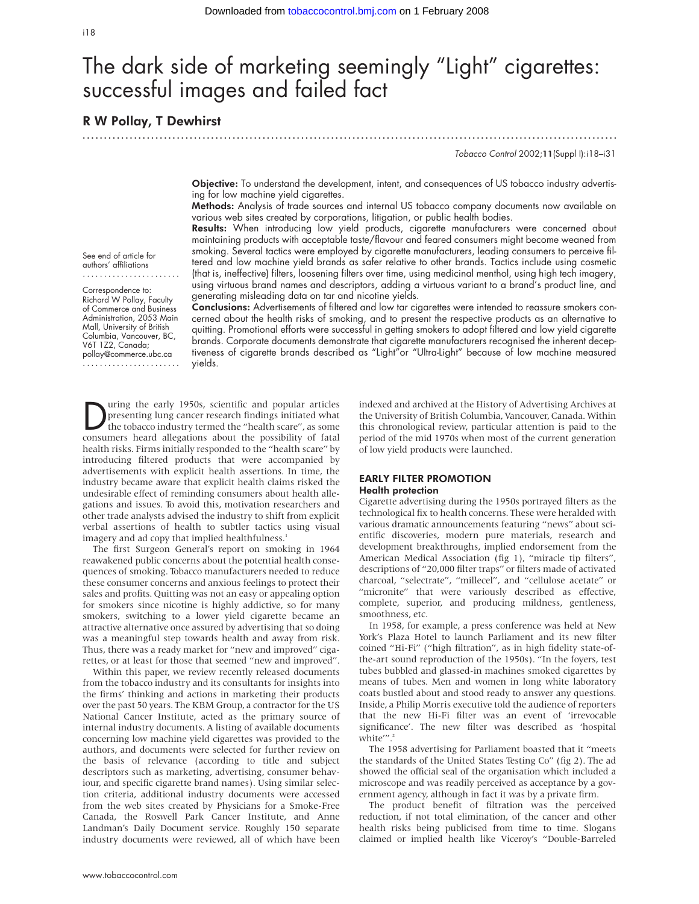# The dark side of marketing seemingly "Light" cigarettes: successful images and failed fact

## R W Pollay, T Dewhirst

See end of article for authors' affiliations

Correspondence to: Richard W Pollay, Faculty of Commerce and Business Administration, 2053 Main Mall, University of British Columbia, Vancouver, BC, V6T 1Z2, Canada; pollay@commerce.ubc.ca

**Objective:** To understand the development, intent, and consequences of US tobacco industry advertising for low machine yield cigarettes.

**Methods:** Analysis of trade sources and internal US tobacco company documents now available on various web sites created by corporations, litigation, or public health bodies.

**Results:** When introducing low yield products, cigarette manufacturers were concerned about maintaining products with acceptable taste/flavour and feared consumers might become weaned from smoking. Several tactics were employed by cigarette manufacturers, leading consumers to perceive filtered and low machine yield brands as safer relative to other brands. Tactics include using cosmetic (that is, ineffective) filters, loosening filters over time, using medicinal menthol, using high tech imagery, using virtuous brand names and descriptors, adding a virtuous variant to a brand's product line, and generating misleading data on tar and nicotine yields.

**Conclusions:** Advertisements of filtered and low tar cigarettes were intended to reassure smokers concerned about the health risks of smoking, and to present the respective products as an alternative to quitting. Promotional efforts were successful in getting smokers to adopt filtered and low yield cigarette brands. Corporate documents demonstrate that cigarette manufacturers recognised the inherent deceptiveness of cigarette brands described as "Light" or "Ultra-Light" because of low machine measured yields.

During the early 1950s, scientific and popular articles presenting lung cancer research findings initiated what the tobacco industry termed the "health scare", as some consumers heard allegations about the possibility of fatal health risks. Firms initially responded to the "health scare" by introducing filtered products that were accompanied by advertisements with explicit health assertions. In time, the industry became aware that explicit health claims risked the undesirable effect of reminding consumers about health allegations and issues. To avoid this, motivation researchers and other trade analysts advised the industry to shift from explicit verbal assertions of health to subtler tactics using visual imagery and ad copy that implied healthfulness.[1]

The first Surgeon General's report on smoking in 1964 reawakened public concerns about the potential health consequences of smoking. Tobacco manufacturers needed to reduce these consumer concerns and anxious feelings to protect their sales and profits. Quitting was not an easy or appealing option for smokers since nicotine is highly addictive, so for many smokers, switching to a lower yield cigarette became an attractive alternative once assured by advertising that so doing was a meaningful step towards health and away from risk. Thus, there was a ready market for "new and improved" cigarettes, or at least for those that seemed "new and improved".

Within this paper, we review recently released documents from the tobacco industry and its consultants for insights into the firms' thinking and actions in marketing their products over the past 50 years. The KBM Group, a contractor for the US National Cancer Institute, acted as the primary source of internal industry documents. A listing of available documents concerning low machine yield cigarettes was provided to the authors, and documents were selected for further review on the basis of relevance (according to title and subject descriptors such as marketing, advertising, consumer behaviour, and specific cigarette brand names). Using similar selection criteria, additional industry documents were accessed from the web sites created by Physicians for a Smoke-Free Canada, the Roswell Park Cancer Institute, and Anne Landman's Daily Document service. Roughly 150 separate industry documents were reviewed, all of which have been indexed and archived at the History of Advertising Archives at the University of British Columbia, Vancouver, Canada. Within this chronological review, particular attention is paid to the period of the mid 1970s when most of the current generation of low yield products were launched.

## EARLY FILTER PROMOTION

### Health protection

Cigarette advertising during the 1950s portrayed filters as the technological fix to health concerns. These were heralded with various dramatic announcements featuring "news" about scientific discoveries, modern pure materials, research and development breakthroughs, implied endorsement from the American Medical Association (fig 1), "miracle tip filters", descriptions of "20,000 filter traps" or filters made of activated charcoal, "selectrate", "millecel", and "cellulose acetate" or "micronite" that were variously described as effective, complete, superior, and producing mildness, gentleness, smoothness, etc.

In 1958, for example, a press conference was held at New York's Plaza Hotel to launch Parliament and its new filter coined "Hi-Fi" ("high filtration", as in high fidelity state-of-the-art sound reproduction of the 1950s). "In the foyers, test tubes bubbled and glassed-in machines smoked cigarettes by means of tubes. Men and women in long white laboratory coats bustled about and stood ready to answer any questions. Inside, a Philip Morris executive told the audience of reporters that the new Hi-Fi filter was an event of 'irrevocable significance'. The new filter was described as 'hospital white'".[2]

The 1958 advertising for Parliament boasted that it "meets the standards of the United States Testing Co" (fig 2). The ad showed the official seal of the organisation which included a microscope and was readily perceived as acceptance by a government agency, although in fact it was by a private firm.

The product benefit of filtration was the perceived reduction, if not total elimination, of the cancer and other health risks being publicised from time to time. Slogans claimed or implied health like Viceroy's "Double-Barreled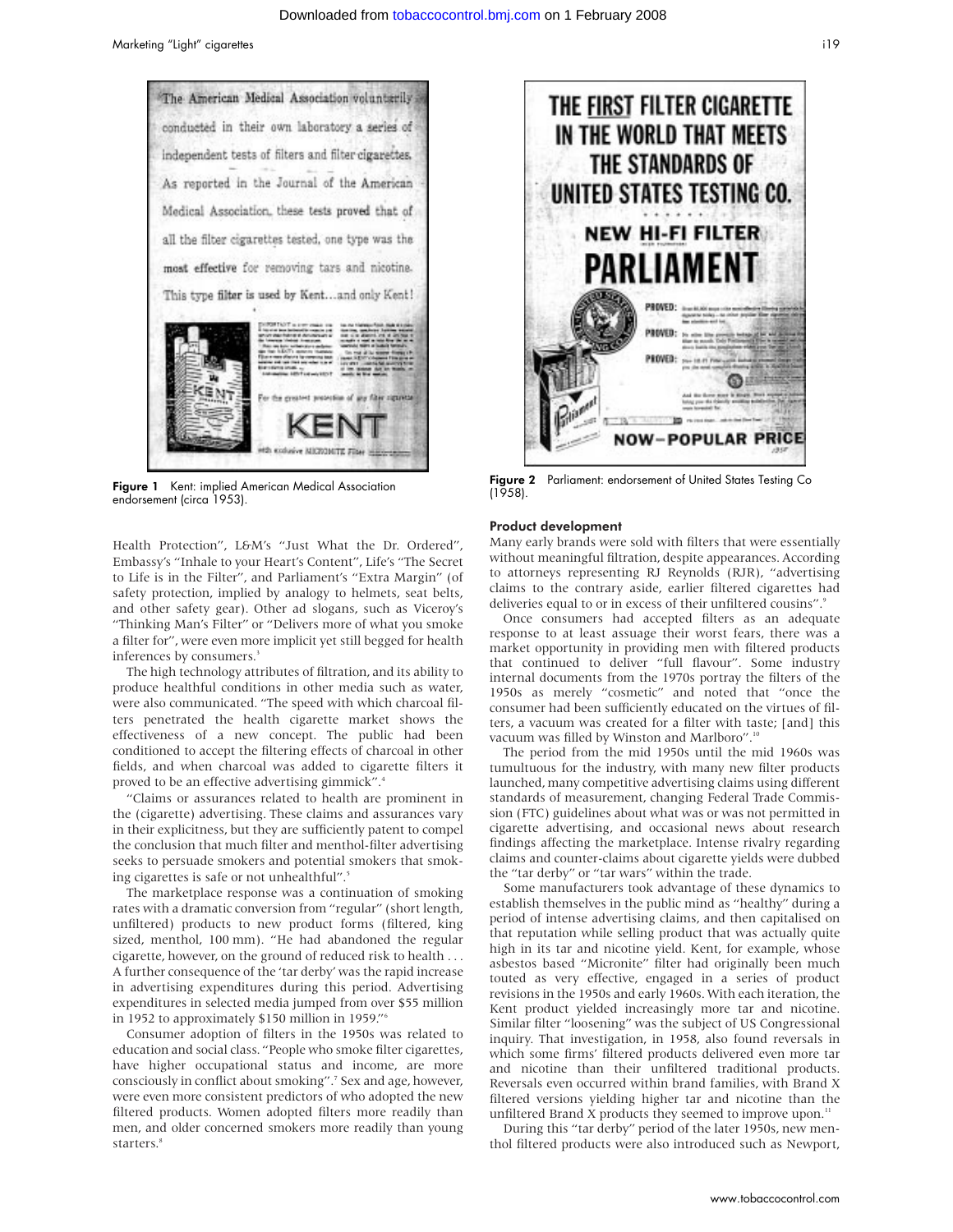Figure 1 Kent: implied American Medical Association endorsement (circa 1953).

Figure 2 Parliament: endorsement of United States Testing Co (1958).

Health Protection", L&M's "Just What the Dr. Ordered", Embassy's "Inhale to your Heart's Content", Life's "The Secret to Life is in the Filter", and Parliament's "Extra Margin" (of safety protection, implied by analogy to helmets, seat belts, and other safety gear). Other ad slogans, such as Viceroy's "Thinking Man's Filter" or "Delivers more of what you smoke a filter for", were even more implicit yet still begged for health inferences by consumers.[3]

The high technology attributes of filtration, and its ability to produce healthful conditions in other media such as water, were also communicated. "The speed with which charcoal filters penetrated the health cigarette market shows the effectiveness of a new concept. The public had been conditioned to accept the filtering effects of charcoal in other fields, and when charcoal was added to cigarette filters it proved to be an effective advertising gimmick".[4]

"Claims or assurances related to health are prominent in the (cigarette) advertising. These claims and assurances vary in their explicitness, but they are sufficiently patent to compel the conclusion that much filter and menthol-filter advertising seeks to persuade smokers and potential smokers that smoking cigarettes is safe or not unhealthful".[5]

The marketplace response was a continuation of smoking rates with a dramatic conversion from "regular" (short length, unfiltered) products to new product forms (filtered, king sized, menthol, 100 mm). "He had abandoned the regular cigarette, however, on the ground of reduced risk to health . . . A further consequence of the 'tar derby' was the rapid increase in advertising expenditures during this period. Advertising expenditures in selected media jumped from over $55 million in 1952 to approximately $150 million in 1959."[6]

Consumer adoption of filters in the 1950s was related to education and social class. "People who smoke filter cigarettes, have higher occupational status and income, are more consciously in conflict about smoking".[7] Sex and age, however, were even more consistent predictors of who adopted the new filtered products. Women adopted filters more readily than men, and older concerned smokers more readily than young starters.[8]

## Product development

Many early brands were sold with filters that were essentially without meaningful filtration, despite appearances. According to attorneys representing RJ Reynolds (RJR), "advertising claims to the contrary aside, earlier filtered cigarettes had deliveries equal to or in excess of their unfiltered cousins".[9]

Once consumers had accepted filters as an adequate response to at least assuage their worst fears, there was a market opportunity in providing men with filtered products that continued to deliver "full flavour". Some industry internal documents from the 1970s portray the filters of the 1950s as merely "cosmetic" and noted that "once the consumer had been sufficiently educated on the virtues of filters, a vacuum was created for a filter with taste; [and] this vacuum was filled by Winston and Marlboro".[10]

The period from the mid 1950s until the mid 1960s was tumultuous for the industry, with many new filter products launched, many competitive advertising claims using different standards of measurement, changing Federal Trade Commission (FTC) guidelines about what was or was not permitted in cigarette advertising, and occasional news about research findings affecting the marketplace. Intense rivalry regarding claims and counter-claims about cigarette yields were dubbed the "tar derby" or "tar wars" within the trade.

Some manufacturers took advantage of these dynamics to establish themselves in the public mind as "healthy" during a period of intense advertising claims, and then capitalised on that reputation while selling product that was actually quite high in its tar and nicotine yield. Kent, for example, whose asbestos based "Micronite" filter had originally been much touted as very effective, engaged in a series of product revisions in the 1950s and early 1960s. With each iteration, the Kent product yielded increasingly more tar and nicotine. Similar filter "loosening" was the subject of US Congressional inquiry. That investigation, in 1958, also found reversals in which some firms' filtered products delivered even more tar and nicotine than their unfiltered traditional products. Reversals even occurred within brand families, with Brand X filtered versions yielding higher tar and nicotine than the unfiltered Brand X products they seemed to improve upon.[11]

During this "tar derby" period of the later 1950s, new menthol filtered products were also introduced such as Newport,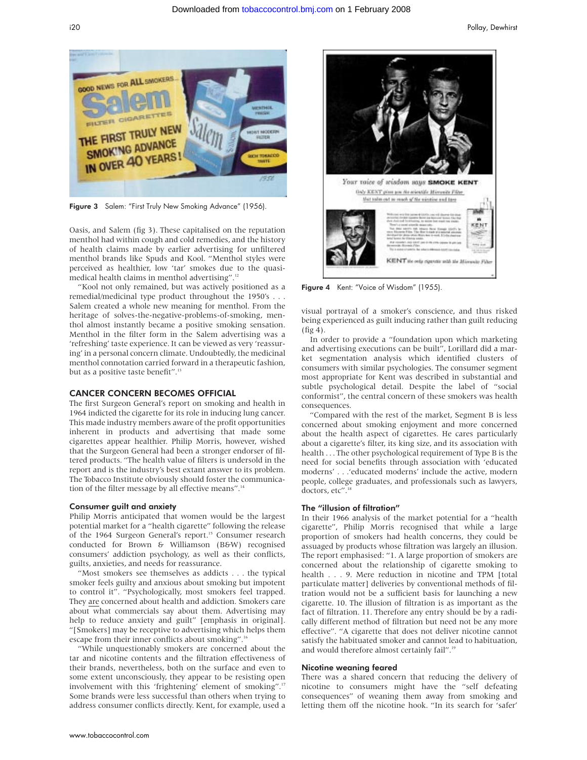Figure 3 Salem: "First Truly New Smoking Advance" (1956).

Oasis, and Salem (fig 3). These capitalised on the reputation menthol had within cough and cold remedies, and the history of health claims made by earlier advertising for unfiltered menthol brands like Spuds and Kool. "Menthol styles were perceived as healthier, low 'tar' smokes due to the quasi-medical health claims in menthol advertising".[12]

"Kool not only remained, but was actively positioned as a remedial/medicinal type product throughout the 1950's . . . Salem created a whole new meaning for menthol. From the heritage of solves-the-negative-problems-of-smoking, menthol almost instantly became a positive smoking sensation. Menthol in the filter form in the Salem advertising was a 'refreshing' taste experience. It can be viewed as very 'reassuring' in a personal concern climate. Undoubtedly, the medicinal menthol connotation carried forward in a therapeutic fashion, but as a positive taste benefit".[13]

## CANCER CONCERN BECOMES OFFICIAL

The first Surgeon General's report on smoking and health in 1964 indicted the cigarette for its role in inducing lung cancer. This made industry members aware of the profit opportunities inherent in products and advertising that made some cigarettes appear healthier. Philip Morris, however, wished that the Surgeon General had been a stronger endorser of filtered products. "The health value of filters is undersold in the report and is the industry's best extant answer to its problem. The Tobacco Institute obviously should foster the communication of the filter message by all effective means".[14]

### Consumer guilt and anxiety

Philip Morris anticipated that women would be the largest potential market for a "health cigarette" following the release of the 1964 Surgeon General's report.[15] Consumer research conducted for Brown & Williamson (B&W) recognised consumers' addiction psychology, as well as their conflicts, guilts, anxieties, and needs for reassurance.

"Most smokers see themselves as addicts . . . the typical smoker feels guilty and anxious about smoking but impotent to control it". "Psychologically, most smokers feel trapped. They are concerned about health and addiction. Smokers care about what commercials say about them. Advertising may help to reduce anxiety and guilt" [emphasis in original]. "[Smokers] may be receptive to advertising which helps them escape from their inner conflicts about smoking".[16]

"While unquestionably smokers are concerned about the tar and nicotine contents and the filtration effectiveness of their brands, nevertheless, both on the surface and even to some extent unconsciously, they appear to be resisting open involvement with this 'frightening' element of smoking".[17] Some brands were less successful than others when trying to address consumer conflicts directly. Kent, for example, used a visual portrayal of a smoker's conscience, and thus risked being experienced as guilt inducing rather than guilt reducing (fig 4).

Figure 4 Kent: "Voice of Wisdom" (1955).

In order to provide a "foundation upon which marketing and advertising executions can be built", Lorillard did a market segmentation analysis which identified clusters of consumers with similar psychologies. The consumer segment most appropriate for Kent was described in substantial and subtle psychological detail. Despite the label of "social conformist", the central concern of these smokers was health consequences.

"Compared with the rest of the market, Segment B is less concerned about smoking enjoyment and more concerned about the health aspect of cigarettes. He cares particularly about a cigarette's filter, its king size, and its association with health . . . The other psychological requirement of Type B is the need for social benefits through association with 'educated moderns' . . .'educated moderns' include the active, modern people, college graduates, and professionals such as lawyers, doctors, etc".[18]

### The "illusion of filtration"

In their 1966 analysis of the market potential for a "health cigarette", Philip Morris recognised that while a large proportion of smokers had health concerns, they could be assuaged by products whose filtration was largely an illusion. The report emphasised: "1. A large proportion of smokers are concerned about the relationship of cigarette smoking to health . . . 9. Mere reduction in nicotine and TPM [total particulate matter] deliveries by conventional methods of filtration would not be a sufficient basis for launching a new cigarette. 10. The illusion of filtration is as important as the fact of filtration. 11. Therefore any entry should be by a radically different method of filtration but need not be any more effective". "A cigarette that does not deliver nicotine cannot satisfy the habituated smoker and cannot lead to habituation, and would therefore almost certainly fail".[19]

### Nicotine weaning feared

There was a shared concern that reducing the delivery of nicotine to consumers might have the "self defeating consequences" of weaning them away from smoking and letting them off the nicotine hook. "In its search for 'safer'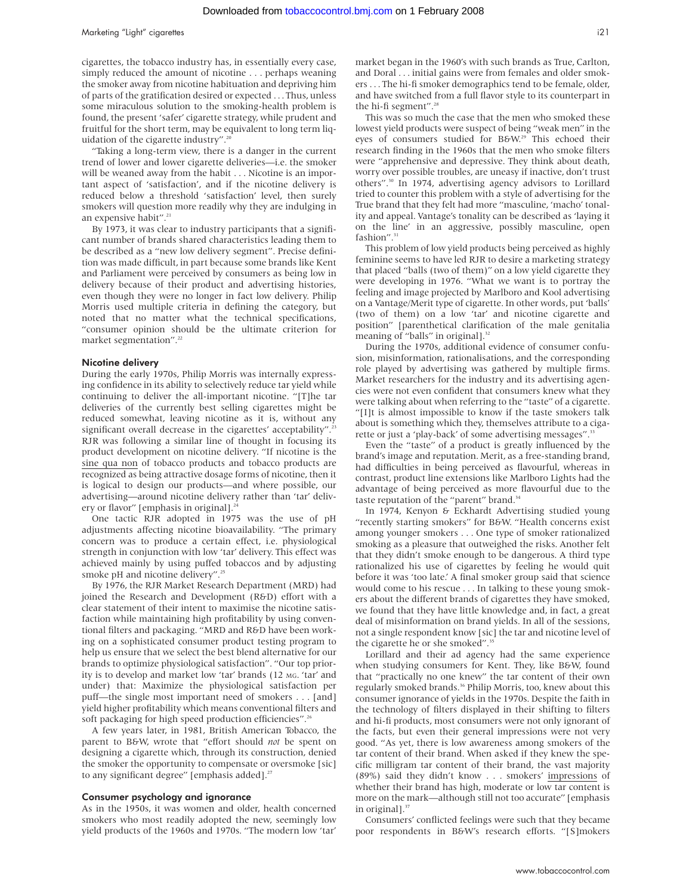cigarettes, the tobacco industry has, in essentially every case, simply reduced the amount of nicotine . . . perhaps weaning the smoker away from nicotine habituation and depriving him of parts of the gratification desired or expected . . . Thus, unless some miraculous solution to the smoking-health problem is found, the present 'safer' cigarette strategy, while prudent and fruitful for the short term, may be equivalent to long term liquidation of the cigarette industry".[20]

"Taking a long-term view, there is a danger in the current trend of lower and lower cigarette deliveries—i.e. the smoker will be weaned away from the habit . . . Nicotine is an important aspect of 'satisfaction', and if the nicotine delivery is reduced below a threshold 'satisfaction' level, then surely smokers will question more readily why they are indulging in an expensive habit".[21]

By 1973, it was clear to industry participants that a significant number of brands shared characteristics leading them to be described as a "new low delivery segment". Precise definition was made difficult, in part because some brands like Kent and Parliament were perceived by consumers as being low in delivery because of their product and advertising histories, even though they were no longer in fact low delivery. Philip Morris used multiple criteria in defining the category, but noted that no matter what the technical specifications, "consumer opinion should be the ultimate criterion for market segmentation".[22]

### Nicotine delivery

During the early 1970s, Philip Morris was internally expressing confidence in its ability to selectively reduce tar yield while continuing to deliver the all-important nicotine. "[T]he tar deliveries of the currently best selling cigarettes might be reduced somewhat, leaving nicotine as it is, without any significant overall decrease in the cigarettes' acceptability".[23] RJR was following a similar line of thought in focusing its product development on nicotine delivery. "If nicotine is the <u>sine qua non</u> of tobacco products and tobacco products are recognized as being attractive dosage forms of nicotine, then it is logical to design our products—and where possible, our advertising—around nicotine delivery rather than 'tar' delivery or flavor" [emphasis in original].[24]

One tactic RJR adopted in 1975 was the use of pH adjustments affecting nicotine bioavailability. "The primary concern was to produce a certain effect, i.e. physiological strength in conjunction with low 'tar' delivery. This effect was achieved mainly by using puffed tobaccos and by adjusting smoke pH and nicotine delivery".[25]

By 1976, the RJR Market Research Department (MRD) had joined the Research and Development (R&D) effort with a clear statement of their intent to maximise the nicotine satisfaction while maintaining high profitability by using conventional filters and packaging. "MRD and R&D have been working on a sophisticated consumer product testing program to help us ensure that we select the best blend alternative for our brands to optimize physiological satisfaction". "Our top priority is to develop and market low 'tar' brands (12 MG. 'tar' and under) that: Maximize the physiological satisfaction per puff—the single most important need of smokers . . . [and] yield higher profitability which means conventional filters and soft packaging for high speed production efficiencies".[26]

A few years later, in 1981, British American Tobacco, the parent to B&W, wrote that "effort should *not* be spent on designing a cigarette which, through its construction, denied the smoker the opportunity to compensate or oversmoke [sic] to any significant degree" [emphasis added].[27]

### Consumer psychology and ignorance

As in the 1950s, it was women and older, health concerned smokers who most readily adopted the new, seemingly low yield products of the 1960s and 1970s. "The modern low 'tar' market began in the 1960's with such brands as True, Carlton, and Doral . . . initial gains were from females and older smokers . . . The hi-fi smoker demographics tend to be female, older, and have switched from a full flavor style to its counterpart in the hi-fi segment".[28]

This was so much the case that the men who smoked these lowest yield products were suspect of being "weak men" in the eyes of consumers studied for B&W.[29] This echoed their research finding in the 1960s that the men who smoke filters were "apprehensive and depressive. They think about death, worry over possible troubles, are uneasy if inactive, don't trust others".[30] In 1974, advertising agency advisors to Lorillard tried to counter this problem with a style of advertising for the True brand that they felt had more "masculine, 'macho' tonality and appeal. Vantage's tonality can be described as 'laying it on the line' in an aggressive, possibly masculine, open fashion".[31]

This problem of low yield products being perceived as highly feminine seems to have led RJR to desire a marketing strategy that placed "balls (two of them)" on a low yield cigarette they were developing in 1976. "What we want is to portray the feeling and image projected by Marlboro and Kool advertising on a Vantage/Merit type of cigarette. In other words, put 'balls' (two of them) on a low 'tar' and nicotine cigarette and position" [parenthetical clarification of the male genitalia meaning of "balls" in original].[32]

During the 1970s, additional evidence of consumer confusion, misinformation, rationalisations, and the corresponding role played by advertising was gathered by multiple firms. Market researchers for the industry and its advertising agencies were not even confident that consumers knew what they were talking about when referring to the "taste" of a cigarette. "[I]t is almost impossible to know if the taste smokers talk about is something which they, themselves attribute to a cigarette or just a 'play-back' of some advertising messages".[33]

Even the "taste" of a product is greatly influenced by the brand's image and reputation. Merit, as a free-standing brand, had difficulties in being perceived as flavourful, whereas in contrast, product line extensions like Marlboro Lights had the advantage of being perceived as more flavourful due to the taste reputation of the "parent" brand.[34]

In 1974, Kenyon & Eckhardt Advertising studied young "recently starting smokers" for B&W. "Health concerns exist among younger smokers . . . One type of smoker rationalized smoking as a pleasure that outweighed the risks. Another felt that they didn't smoke enough to be dangerous. A third type rationalized his use of cigarettes by feeling he would quit before it was 'too late.' A final smoker group said that science would come to his rescue . . . In talking to these young smokers about the different brands of cigarettes they have smoked, we found that they have little knowledge and, in fact, a great deal of misinformation on brand yields. In all of the sessions, not a single respondent know [sic] the tar and nicotine level of the cigarette he or she smoked".[35]

Lorillard and their ad agency had the same experience when studying consumers for Kent. They, like B&W, found that "practically no one knew" the tar content of their own regularly smoked brands.[36] Philip Morris, too, knew about this consumer ignorance of yields in the 1970s. Despite the faith in the technology of filters displayed in their shifting to filters and hi-fi products, most consumers were not only ignorant of the facts, but even their general impressions were not very good. "As yet, there is low awareness among smokers of the tar content of their brand. When asked if they knew the specific milligram tar content of their brand, the vast majority (89%) said they didn't know . . . smokers' <u>impressions</u> of whether their brand has high, moderate or low tar content is more on the mark—although still not too accurate" [emphasis in original].[37]

Consumers' conflicted feelings were such that they became poor respondents in B&W's research efforts. "[S]mokers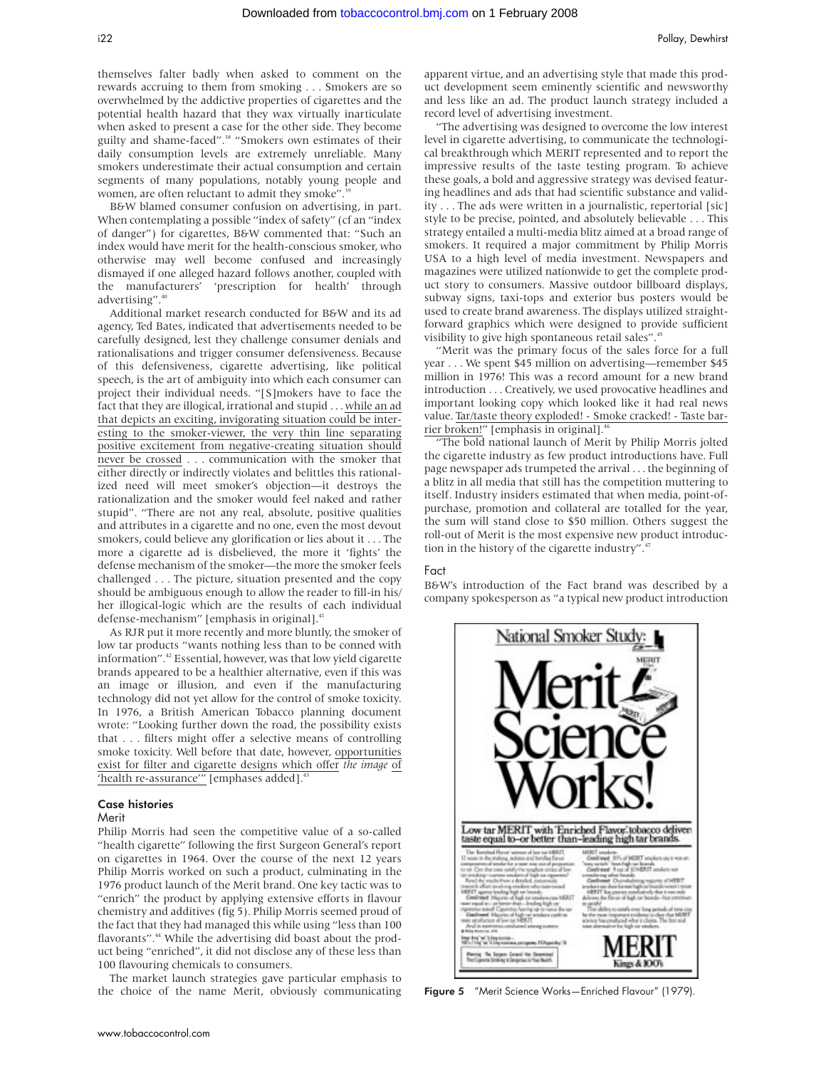themselves falter badly when asked to comment on the rewards accruing to them from smoking . . . Smokers are so overwhelmed by the addictive properties of cigarettes and the potential health hazard that they wax virtually inarticulate when asked to present a case for the other side. They become guilty and shame-faced".[38] "Smokers own estimates of their daily consumption levels are extremely unreliable. Many smokers underestimate their actual consumption and certain segments of many populations, notably young people and women, are often reluctant to admit they smoke".[39]

B&W blamed consumer confusion on advertising, in part. When contemplating a possible "index of safety" (cf an "index of danger") for cigarettes, B&W commented that: "Such an index would have merit for the health-conscious smoker, who otherwise may well become confused and increasingly dismayed if one alleged hazard follows another, coupled with the manufacturers' 'prescription for health' through advertising".[40]

Additional market research conducted for B&W and its ad agency, Ted Bates, indicated that advertisements needed to be carefully designed, lest they challenge consumer denials and rationalisations and trigger consumer defensiveness. Because of this defensiveness, cigarette advertising, like political speech, is the art of ambiguity into which each consumer can project their individual needs. "[S]mokers have to face the fact that they are illogical, irrational and stupid . . . <u>while an ad that depicts an exciting, invigorating situation could be interesting to the smoker-viewer, the very thin line separating positive excitement from negative-creating situation should never be crossed</u> . . . communication with the smoker that either directly or indirectly violates and belittles this rationalized need will meet smoker's objection—it destroys the rationalization and the smoker would feel naked and rather stupid". "There are not any real, absolute, positive qualities and attributes in a cigarette and no one, even the most devout smokers, could believe any glorification or lies about it . . . The more a cigarette ad is disbelieved, the more it 'fights' the defense mechanism of the smoker—the more the smoker feels challenged . . . The picture, situation presented and the copy should be ambiguous enough to allow the reader to fill-in his/her illogical-logic which are the results of each individual defense-mechanism" [emphasis in original].[41]

As RJR put it more recently and more bluntly, the smoker of low tar products "wants nothing less than to be conned with information".[42] Essential, however, was that low yield cigarette brands appeared to be a healthier alternative, even if this was an image or illusion, and even if the manufacturing technology did not yet allow for the control of smoke toxicity. In 1976, a British American Tobacco planning document wrote: "Looking further down the road, the possibility exists that . . . filters might offer a selective means of controlling smoke toxicity. Well before that date, however, <u>opportunities exist for filter and cigarette designs which offer</u> *the image* <u>of 'health re-assurance'</u>" [emphases added].[43]

## Case histories

### Merit

Philip Morris had seen the competitive value of a so-called "health cigarette" following the first Surgeon General's report on cigarettes in 1964. Over the course of the next 12 years Philip Morris worked on such a product, culminating in the 1976 product launch of the Merit brand. One key tactic was to "enrich" the product by applying extensive efforts in flavour chemistry and additives (fig 5). Philip Morris seemed proud of the fact that they had managed this while using "less than 100 flavorants".[44] While the advertising did boast about the product being "enriched", it did not disclose any of these less than 100 flavouring chemicals to consumers.

The market launch strategies gave particular emphasis to the choice of the name Merit, obviously communicating apparent virtue, and an advertising style that made this product development seem eminently scientific and newsworthy and less like an ad. The product launch strategy included a record level of advertising investment.

"The advertising was designed to overcome the low interest level in cigarette advertising, to communicate the technological breakthrough which MERIT represented and to report the impressive results of the taste testing program. To achieve these goals, a bold and aggressive strategy was devised featuring headlines and ads that had scientific substance and validity . . . The ads were written in a journalistic, repertorial [sic] style to be precise, pointed, and absolutely believable . . . This strategy entailed a multi-media blitz aimed at a broad range of smokers. It required a major commitment by Philip Morris USA to a high level of media investment. Newspapers and magazines were utilized nationwide to get the complete product story to consumers. Massive outdoor billboard displays, subway signs, taxi-tops and exterior bus posters would be used to create brand awareness. The displays utilized straightforward graphics which were designed to provide sufficient visibility to give high spontaneous retail sales".[45]

"Merit was the primary focus of the sales force for a full year . . . We spent $45 million on advertising—remember $45 million in 1976! This was a record amount for a new brand introduction . . . Creatively, we used provocative headlines and important looking copy which looked like it had real news value. <u>Tar/taste theory exploded! - Smoke cracked! - Taste barrier broken!</u>" [emphasis in original].[46]

"The bold national launch of Merit by Philip Morris jolted the cigarette industry as few product introductions have. Full page newspaper ads trumpeted the arrival . . . the beginning of a blitz in all media that still has the competition muttering to itself. Industry insiders estimated that when media, point-of-purchase, promotion and collateral are totalled for the year, the sum will stand close to $50 million. Others suggest the roll-out of Merit is the most expensive new product introduction in the history of the cigarette industry".[47]

### Fact

B&W's introduction of the Fact brand was described by a company spokesperson as "a typical new product introduction

Figure 5 "Merit Science Works—Enriched Flavour" (1979).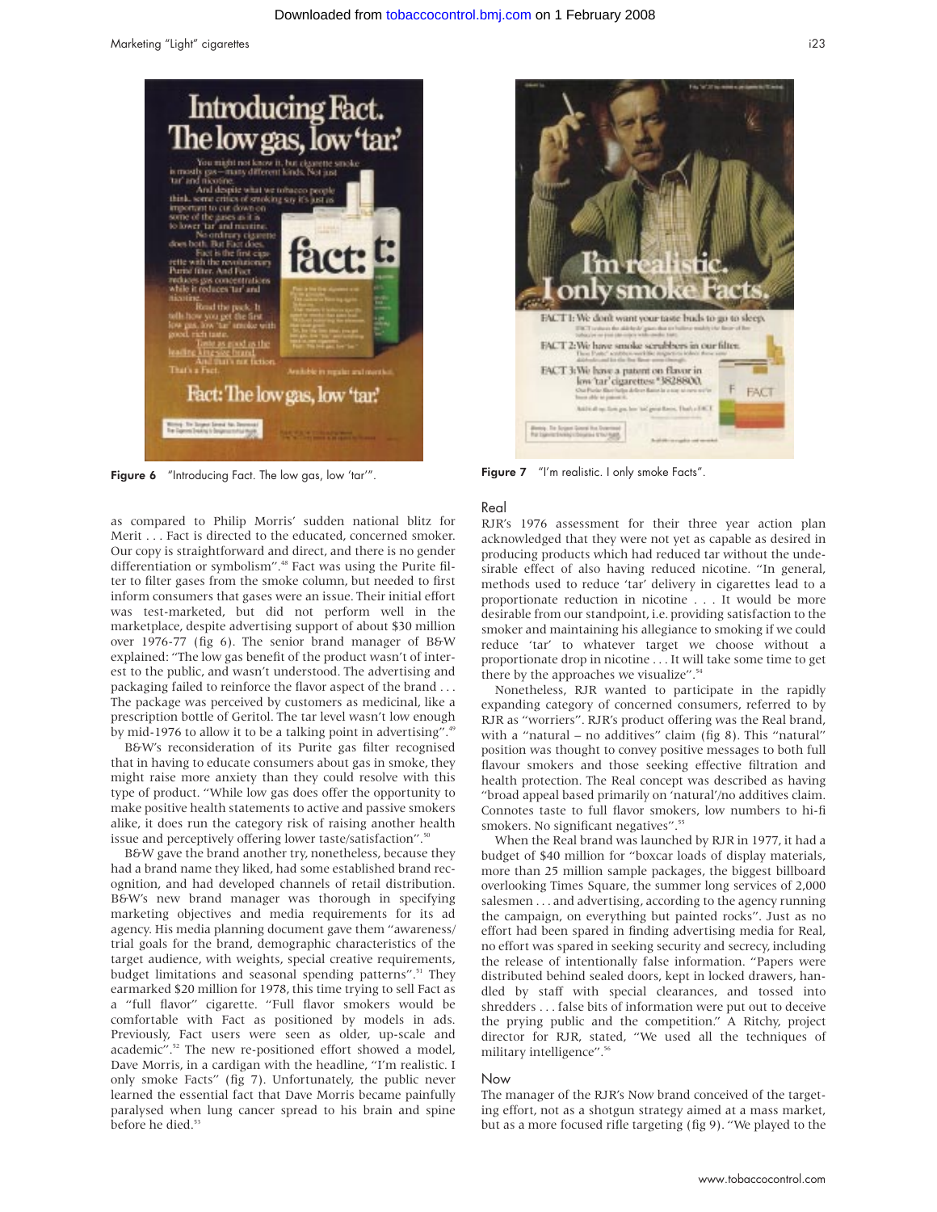Figure 6 "Introducing Fact. The low gas, low 'tar'".

Figure 7 "I'm realistic. I only smoke Facts".

as compared to Philip Morris' sudden national blitz for Merit . . . Fact is directed to the educated, concerned smoker. Our copy is straightforward and direct, and there is no gender differentiation or symbolism".[48] Fact was using the Purite filter to filter gases from the smoke column, but needed to first inform consumers that gases were an issue. Their initial effort was test-marketed, but did not perform well in the marketplace, despite advertising support of about $30 million over 1976-77 (fig 6). The senior brand manager of B&W explained: "The low gas benefit of the product wasn't of interest to the public, and wasn't understood. The advertising and packaging failed to reinforce the flavor aspect of the brand . . . The package was perceived by customers as medicinal, like a prescription bottle of Geritol. The tar level wasn't low enough by mid-1976 to allow it to be a talking point in advertising".[49]

B&W's reconsideration of its Purite gas filter recognised that in having to educate consumers about gas in smoke, they might raise more anxiety than they could resolve with this type of product. "While low gas does offer the opportunity to make positive health statements to active and passive smokers alike, it does run the category risk of raising another health issue and perceptively offering lower taste/satisfaction".[50]

B&W gave the brand another try, nonetheless, because they had a brand name they liked, had some established brand recognition, and had developed channels of retail distribution. B&W's new brand manager was thorough in specifying marketing objectives and media requirements for its ad agency. His media planning document gave them "awareness/trial goals for the brand, demographic characteristics of the target audience, with weights, special creative requirements, budget limitations and seasonal spending patterns".[51] They earmarked $20 million for 1978, this time trying to sell Fact as a "full flavor" cigarette. "Full flavor smokers would be comfortable with Fact as positioned by models in ads. Previously, Fact users were seen as older, up-scale and academic".[52] The new re-positioned effort showed a model, Dave Morris, in a cardigan with the headline, "I'm realistic. I only smoke Facts" (fig 7). Unfortunately, the public never learned the essential fact that Dave Morris became painfully paralysed when lung cancer spread to his brain and spine before he died.[53]

## Real

RJR's 1976 assessment for their three year action plan acknowledged that they were not yet as capable as desired in producing products which had reduced tar without the undesirable effect of also having reduced nicotine. "In general, methods used to reduce 'tar' delivery in cigarettes lead to a proportionate reduction in nicotine . . . It would be more desirable from our standpoint, i.e. providing satisfaction to the smoker and maintaining his allegiance to smoking if we could reduce 'tar' to whatever target we choose without a proportionate drop in nicotine . . . It will take some time to get there by the approaches we visualize".[54]

Nonetheless, RJR wanted to participate in the rapidly expanding category of concerned consumers, referred to by RJR as "worriers". RJR's product offering was the Real brand, with a "natural – no additives" claim (fig 8). This "natural" position was thought to convey positive messages to both full flavour smokers and those seeking effective filtration and health protection. The Real concept was described as having "broad appeal based primarily on 'natural'/no additives claim. Connotes taste to full flavor smokers, low numbers to hi-fi smokers. No significant negatives".[55]

When the Real brand was launched by RJR in 1977, it had a budget of $40 million for "boxcar loads of display materials, more than 25 million sample packages, the biggest billboard overlooking Times Square, the summer long services of 2,000 salesmen . . . and advertising, according to the agency running the campaign, on everything but painted rocks". Just as no effort had been spared in finding advertising media for Real, no effort was spared in seeking security and secrecy, including the release of intentionally false information. "Papers were distributed behind sealed doors, kept in locked drawers, handled by staff with special clearances, and tossed into shredders . . . false bits of information were put out to deceive the prying public and the competition." A Ritchy, project director for RJR, stated, "We used all the techniques of military intelligence".[56]

## Now

The manager of the RJR's Now brand conceived of the targeting effort, not as a shotgun strategy aimed at a mass market, but as a more focused rifle targeting (fig 9). "We played to the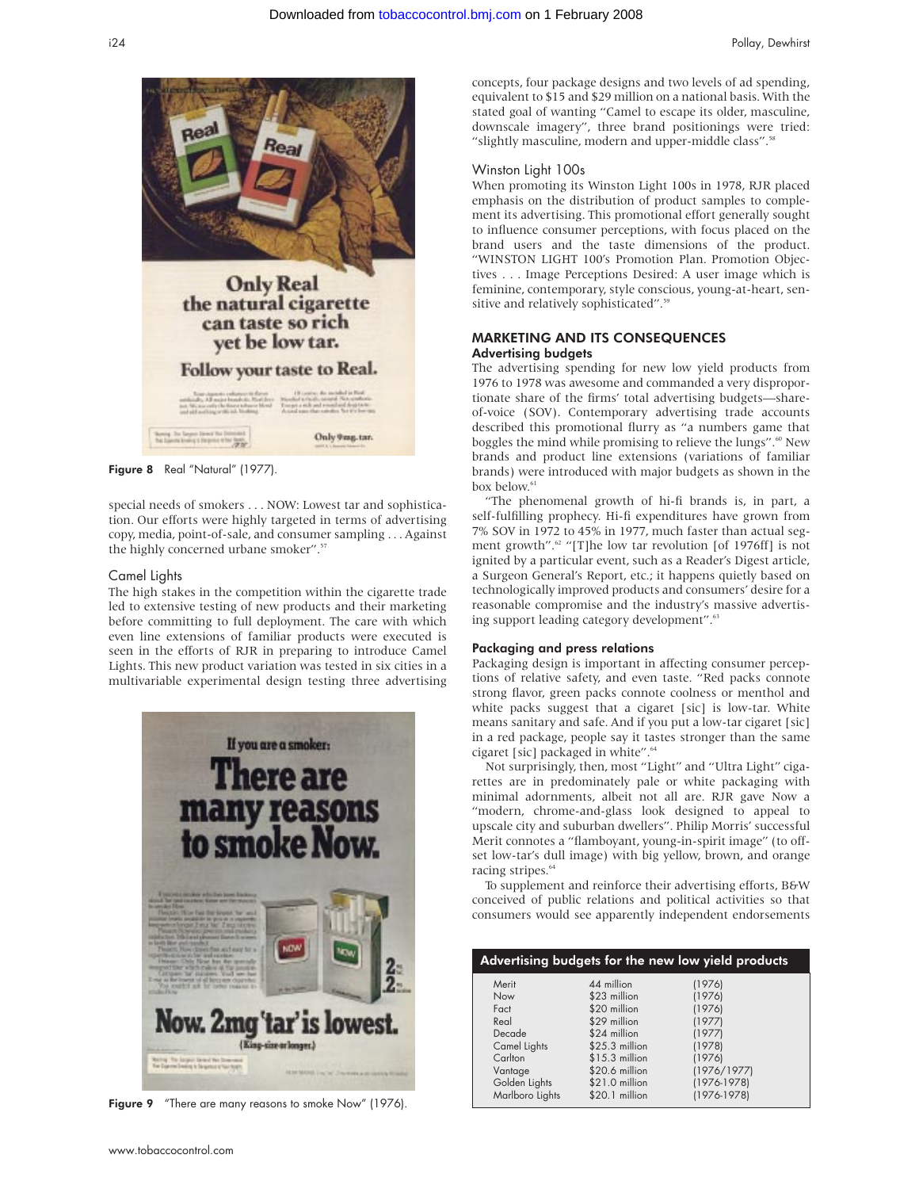Figure 8 Real "Natural" (1977).

special needs of smokers . . . NOW: Lowest tar and sophistication. Our efforts were highly targeted in terms of advertising copy, media, point-of-sale, and consumer sampling . . . Against the highly concerned urbane smoker".[57]

### Camel Lights

The high stakes in the competition within the cigarette trade led to extensive testing of new products and their marketing before committing to full deployment. The care with which even line extensions of familiar products were executed is seen in the efforts of RJR in preparing to introduce Camel Lights. This new product variation was tested in six cities in a multivariable experimental design testing three advertising concepts, four package designs and two levels of ad spending, equivalent to $15 and $29 million on a national basis. With the stated goal of wanting "Camel to escape its older, masculine, downscale imagery", three brand positionings were tried: "slightly masculine, modern and upper-middle class".[58]

Figure 9 "There are many reasons to smoke Now" (1976).

### Winston Light 100s

When promoting its Winston Light 100s in 1978, RJR placed emphasis on the distribution of product samples to complement its advertising. This promotional effort generally sought to influence consumer perceptions, with focus placed on the brand users and the taste dimensions of the product. "WINSTON LIGHT 100's Promotion Plan. Promotion Objectives . . . Image Perceptions Desired: A user image which is feminine, contemporary, style conscious, young-at-heart, sensitive and relatively sophisticated".[59]

## MARKETING AND ITS CONSEQUENCES

### Advertising budgets

The advertising spending for new low yield products from 1976 to 1978 was awesome and commanded a very disproportionate share of the firms' total advertising budgets—share-of-voice (SOV). Contemporary advertising trade accounts described this promotional flurry as "a numbers game that boggles the mind while promising to relieve the lungs".[60] New brands and product line extensions (variations of familiar brands) were introduced with major budgets as shown in the box below.[61]

"The phenomenal growth of hi-fi brands is, in part, a self-fulfilling prophecy. Hi-fi expenditures have grown from 7% SOV in 1972 to 45% in 1977, much faster than actual segment growth".[62] "[T]he low tar revolution [of 1976ff] is not ignited by a particular event, such as a Reader's Digest article, a Surgeon General's Report, etc.; it happens quietly based on technologically improved products and consumers' desire for a reasonable compromise and the industry's massive advertising support leading category development".[63]

### Packaging and press relations

Packaging design is important in affecting consumer perceptions of relative safety, and even taste. "Red packs connote strong flavor, green packs connote coolness or menthol and white packs suggest that a cigaret [sic] is low-tar. White means sanitary and safe. And if you put a low-tar cigaret [sic] in a red package, people say it tastes stronger than the same cigaret [sic] packaged in white".[64]

Not surprisingly, then, most "Light" and "Ultra Light" cigarettes are in predominately pale or white packaging with minimal adornments, albeit not all are. RJR gave Now a "modern, chrome-and-glass look designed to appeal to upscale city and suburban dwellers". Philip Morris' successful Merit connotes a "flamboyant, young-in-spirit image" (to offset low-tar's dull image) with big yellow, brown, and orange racing stripes.[64]

To supplement and reinforce their advertising efforts, B&W conceived of public relations and political activities so that consumers would see apparently independent endorsements

**Advertising budgets for the new low yield products**

| Brand | Budget | Year |
|---|---|---|
| Merit | 44 million | (1976) |
| Now | $23 million | (1976) |
| Fact | $20 million | (1976) |
| Real | $29 million | (1977) |
| Decade | $24 million | (1977) |
| Camel Lights | $25.3 million | (1978) |
| Carlton | $15.3 million | (1976) |
| Vantage | $20.6 million | (1976/1977) |
| Golden Lights | $21.0 million | (1976-1978) |
| Marlboro Lights | $20.1 million | (1976-1978) |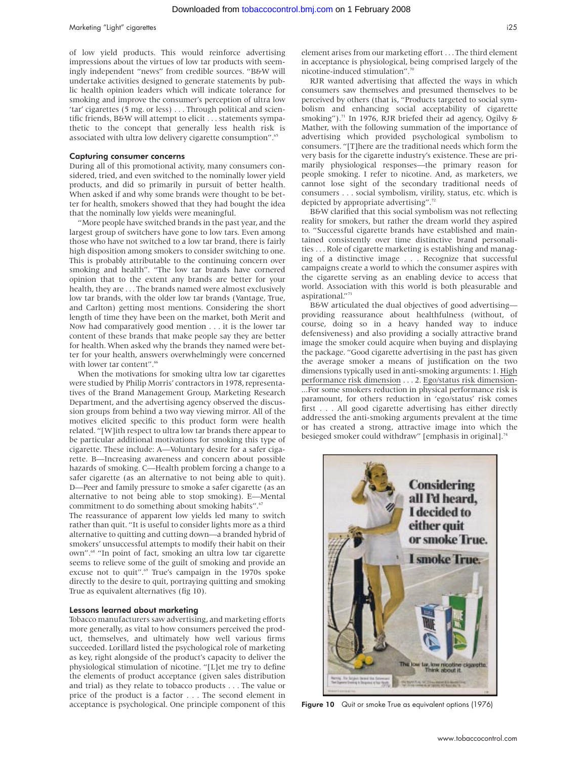of low yield products. This would reinforce advertising impressions about the virtues of low tar products with seemingly independent "news" from credible sources. "B&W will undertake activities designed to generate statements by public health opinion leaders which will indicate tolerance for smoking and improve the consumer's perception of ultra low 'tar' cigarettes (5 mg. or less) . . . Through political and scientific friends, B&W will attempt to elicit . . . statements sympathetic to the concept that generally less health risk is associated with ultra low delivery cigarette consumption".[65]

### Capturing consumer concerns

During all of this promotional activity, many consumers considered, tried, and even switched to the nominally lower yield products, and did so primarily in pursuit of better health. When asked if and why some brands were thought to be better for health, smokers showed that they had bought the idea that the nominally low yields were meaningful.

"More people have switched brands in the past year, and the largest group of switchers have gone to low tars. Even among those who have not switched to a low tar brand, there is fairly high disposition among smokers to consider switching to one. This is probably attributable to the continuing concern over smoking and health". "The low tar brands have cornered opinion that to the extent any brands are better for your health, they are . . . The brands named were almost exclusively low tar brands, with the older low tar brands (Vantage, True, and Carlton) getting most mentions. Considering the short length of time they have been on the market, both Merit and Now had comparatively good mention . . . it is the lower tar content of these brands that make people say they are better for health. When asked why the brands they named were better for your health, answers overwhelmingly were concerned with lower tar content".[66]

When the motivations for smoking ultra low tar cigarettes were studied by Philip Morris' contractors in 1978, representatives of the Brand Management Group, Marketing Research Department, and the advertising agency observed the discussion groups from behind a two way viewing mirror. All of the motives elicited specific to this product form were health related. "[W]ith respect to ultra low tar brands there appear to be particular additional motivations for smoking this type of cigarette. These include: A—Voluntary desire for a safer cigarette. B—Increasing awareness and concern about possible hazards of smoking. C—Health problem forcing a change to a safer cigarette (as an alternative to not being able to quit). D—Peer and family pressure to smoke a safer cigarette (as an alternative to not being able to stop smoking). E—Mental commitment to do something about smoking habits".[67]

The reassurance of apparent low yields led many to switch rather than quit. "It is useful to consider lights more as a third alternative to quitting and cutting down—a branded hybrid of smokers' unsuccessful attempts to modify their habit on their own".[68] "In point of fact, smoking an ultra low tar cigarette seems to relieve some of the guilt of smoking and provide an excuse not to quit".[69] True's campaign in the 1970s spoke directly to the desire to quit, portraying quitting and smoking True as equivalent alternatives (fig 10).

### Lessons learned about marketing

Tobacco manufacturers saw advertising, and marketing efforts more generally, as vital to how consumers perceived the product, themselves, and ultimately how well various firms succeeded. Lorillard listed the psychological role of marketing as key, right alongside of the product's capacity to deliver the physiological stimulation of nicotine. "[L]et me try to define the elements of product acceptance (given sales distribution and trial) as they relate to tobacco products . . . The value or price of the product is a factor . . . The second element in acceptance is psychological. One principle component of this element arises from our marketing effort . . . The third element in acceptance is physiological, being comprised largely of the nicotine-induced stimulation".[70]

RJR wanted advertising that affected the ways in which consumers saw themselves and presumed themselves to be perceived by others (that is, "Products targeted to social symbolism and enhancing social acceptability of cigarette smoking").[71] In 1976, RJR briefed their ad agency, Ogilvy & Mather, with the following summation of the importance of advertising which provided psychological symbolism to consumers. "[T]here are the traditional needs which form the very basis for the cigarette industry's existence. These are primarily physiological responses—the primary reason for people smoking. I refer to nicotine. And, as marketers, we cannot lose sight of the secondary traditional needs of consumers . . . social symbolism, virility, status, etc. which is depicted by appropriate advertising".[72]

B&W clarified that this social symbolism was not reflecting reality for smokers, but rather the dream world they aspired to. "Successful cigarette brands have established and maintained consistently over time distinctive brand personalities . . . Role of cigarette marketing is establishing and managing of a distinctive image . . . Recognize that successful campaigns create a world to which the consumer aspires with the cigarette serving as an enabling device to access that world. Association with this world is both pleasurable and aspirational."[73]

B&W articulated the dual objectives of good advertising—providing reassurance about healthfulness (without, of course, doing so in a heavy handed way to induce defensiveness) and also providing a socially attractive brand image the smoker could acquire when buying and displaying the package. "Good cigarette advertising in the past has given the average smoker a means of justification on the two dimensions typically used in anti-smoking arguments: 1. <u>High performance risk dimension</u> . . . 2. <u>Ego/status risk dimension</u>- ...For some smokers reduction in physical performance risk is paramount, for others reduction in 'ego/status' risk comes first . . . All good cigarette advertising has either directly addressed the anti-smoking arguments prevalent at the time or has created a strong, attractive image into which the besieged smoker could withdraw" [emphasis in original].[74]

**Figure 10** Quit or smoke True as equivalent options (1976)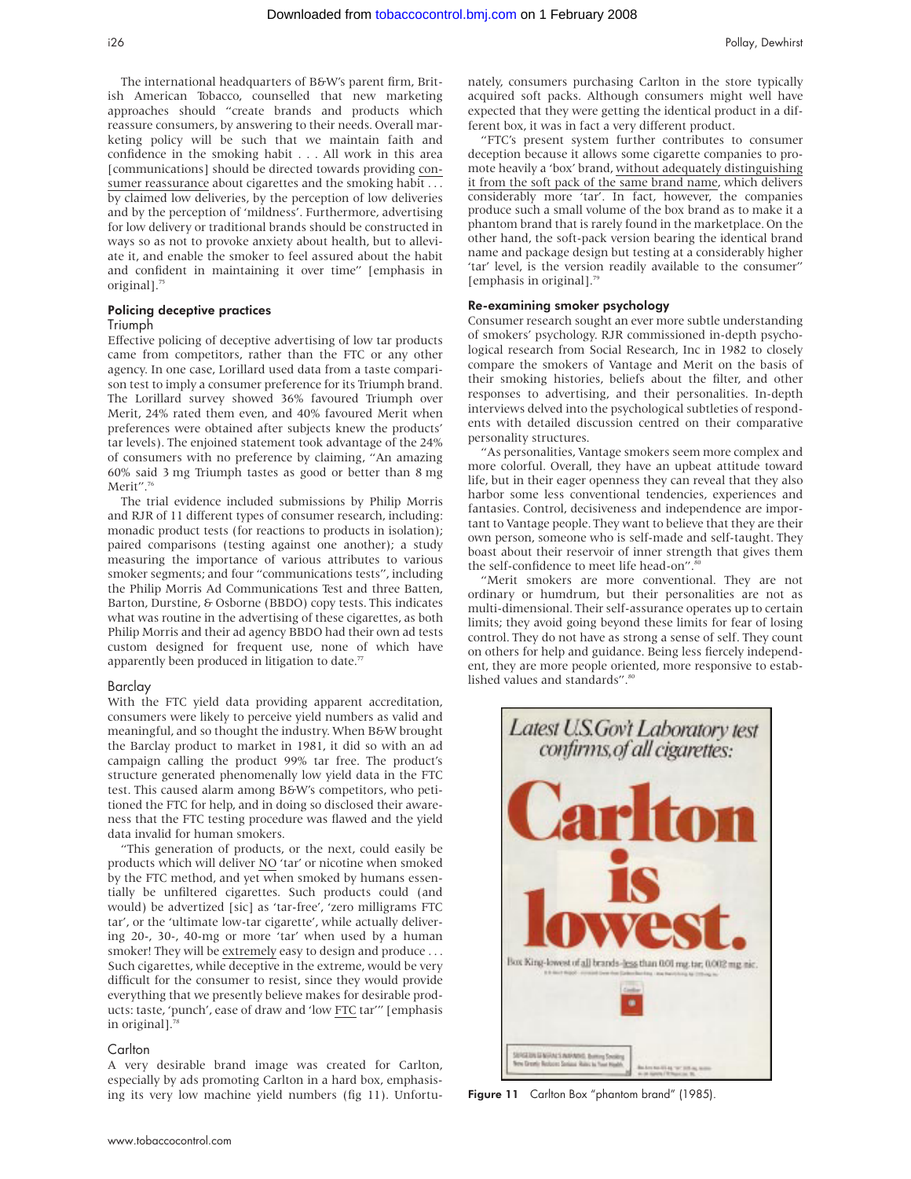The international headquarters of B&W's parent firm, British American Tobacco, counselled that new marketing approaches should "create brands and products which reassure consumers, by answering to their needs. Overall marketing policy will be such that we maintain faith and confidence in the smoking habit . . . All work in this area [communications] should be directed towards providing consumer reassurance about cigarettes and the smoking habit . . . by claimed low deliveries, by the perception of low deliveries and by the perception of 'mildness'. Furthermore, advertising for low delivery or traditional brands should be constructed in ways so as not to provoke anxiety about health, but to alleviate it, and enable the smoker to feel assured about the habit and confident in maintaining it over time" [emphasis in original].[75]

### Policing deceptive practices

#### Triumph

Effective policing of deceptive advertising of low tar products came from competitors, rather than the FTC or any other agency. In one case, Lorillard used data from a taste comparison test to imply a consumer preference for its Triumph brand. The Lorillard survey showed 36% favoured Triumph over Merit, 24% rated them even, and 40% favoured Merit when preferences were obtained after subjects knew the products' tar levels). The enjoined statement took advantage of the 24% of consumers with no preference by claiming, "An amazing 60% said 3 mg Triumph tastes as good or better than 8 mg Merit".[76]

The trial evidence included submissions by Philip Morris and RJR of 11 different types of consumer research, including: monadic product tests (for reactions to products in isolation); paired comparisons (testing against one another); a study measuring the importance of various attributes to various smoker segments; and four "communications tests", including the Philip Morris Ad Communications Test and three Batten, Barton, Durstine, & Osborne (BBDO) copy tests. This indicates what was routine in the advertising of these cigarettes, as both Philip Morris and their ad agency BBDO had their own ad tests custom designed for frequent use, none of which have apparently been produced in litigation to date.[77]

#### Barclay

With the FTC yield data providing apparent accreditation, consumers were likely to perceive yield numbers as valid and meaningful, and so thought the industry. When B&W brought the Barclay product to market in 1981, it did so with an ad campaign calling the product 99% tar free. The product's structure generated phenomenally low yield data in the FTC test. This caused alarm among B&W's competitors, who petitioned the FTC for help, and in doing so disclosed their awareness that the FTC testing procedure was flawed and the yield data invalid for human smokers.

"This generation of products, or the next, could easily be products which will deliver NO 'tar' or nicotine when smoked by the FTC method, and yet when smoked by humans essentially be unfiltered cigarettes. Such products could (and would) be advertized [sic] as 'tar-free', 'zero milligrams FTC tar', or the 'ultimate low-tar cigarette', while actually delivering 20-, 30-, 40-mg or more 'tar' when used by a human smoker! They will be extremely easy to design and produce . . . Such cigarettes, while deceptive in the extreme, would be very difficult for the consumer to resist, since they would provide everything that we presently believe makes for desirable products: taste, 'punch', ease of draw and 'low FTC tar'" [emphasis in original].[78]

#### Carlton

A very desirable brand image was created for Carlton, especially by ads promoting Carlton in a hard box, emphasising its very low machine yield numbers (fig 11). Unfortunately, consumers purchasing Carlton in the store typically acquired soft packs. Although consumers might well have expected that they were getting the identical product in a different box, it was in fact a very different product.

"FTC's present system further contributes to consumer deception because it allows some cigarette companies to promote heavily a 'box' brand, without adequately distinguishing it from the soft pack of the same brand name, which delivers considerably more 'tar'. In fact, however, the companies produce such a small volume of the box brand as to make it a phantom brand that is rarely found in the marketplace. On the other hand, the soft-pack version bearing the identical brand name and package design but testing at a considerably higher 'tar' level, is the version readily available to the consumer" [emphasis in original].[79]

### Re-examining smoker psychology

Consumer research sought an ever more subtle understanding of smokers' psychology. RJR commissioned in-depth psychological research from Social Research, Inc in 1982 to closely compare the smokers of Vantage and Merit on the basis of their smoking histories, beliefs about the filter, and other responses to advertising, and their personalities. In-depth interviews delved into the psychological subtleties of respondents with detailed discussion centred on their comparative personality structures.

"As personalities, Vantage smokers seem more complex and more colorful. Overall, they have an upbeat attitude toward life, but in their eager openness they can reveal that they also harbor some less conventional tendencies, experiences and fantasies. Control, decisiveness and independence are important to Vantage people. They want to believe that they are their own person, someone who is self-made and self-taught. They boast about their reservoir of inner strength that gives them the self-confidence to meet life head-on".[80]

"Merit smokers are more conventional. They are not ordinary or humdrum, but their personalities are not as multi-dimensional. Their self-assurance operates up to certain limits; they avoid going beyond these limits for fear of losing control. They do not have as strong a sense of self. They count on others for help and guidance. Being less fiercely independent, they are more people oriented, more responsive to established values and standards".[80]

**Figure 11** Carlton Box "phantom brand" (1985).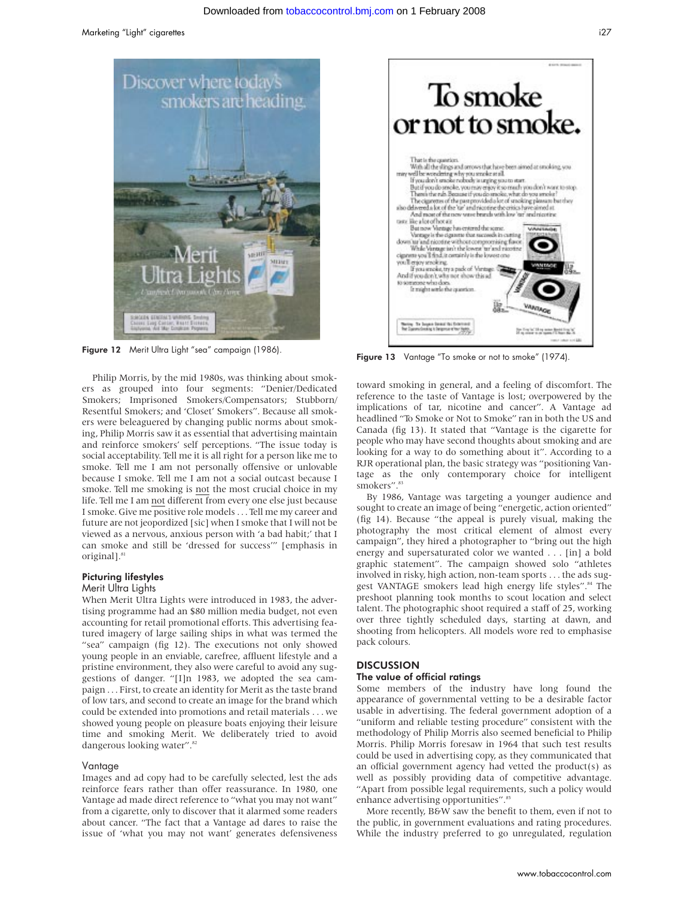Figure 12 Merit Ultra Light "sea" campaign (1986).

Figure 13 Vantage "To smoke or not to smoke" (1974).

Philip Morris, by the mid 1980s, was thinking about smokers as grouped into four segments: "Denier/Dedicated Smokers; Imprisoned Smokers/Compensators; Stubborn/Resentful Smokers; and 'Closet' Smokers". Because all smokers were beleaguered by changing public norms about smoking, Philip Morris saw it as essential that advertising maintain and reinforce smokers' self perceptions. "The issue today is social acceptability. Tell me it is all right for a person like me to smoke. Tell me I am not personally offensive or unlovable because I smoke. Tell me I am not a social outcast because I smoke. Tell me smoking is not the most crucial choice in my life. Tell me I am not different from every one else just because I smoke. Give me positive role models . . . Tell me my career and future are not jeopordized [sic] when I smoke that I will not be viewed as a nervous, anxious person with 'a bad habit;' that I can smoke and still be 'dressed for success'" [emphasis in original].[81]

### Picturing lifestyles

#### Merit Ultra Lights

When Merit Ultra Lights were introduced in 1983, the advertising programme had an $80 million media budget, not even accounting for retail promotional efforts. This advertising featured imagery of large sailing ships in what was termed the "sea" campaign (fig 12). The executions not only showed young people in an enviable, carefree, affluent lifestyle and a pristine environment, they also were careful to avoid any suggestions of danger. "[I]n 1983, we adopted the sea campaign . . . First, to create an identity for Merit as the taste brand of low tars, and second to create an image for the brand which could be extended into promotions and retail materials . . . we showed young people on pleasure boats enjoying their leisure time and smoking Merit. We deliberately tried to avoid dangerous looking water".[82]

#### Vantage

Images and ad copy had to be carefully selected, lest the ads reinforce fears rather than offer reassurance. In 1980, one Vantage ad made direct reference to "what you may not want" from a cigarette, only to discover that it alarmed some readers about cancer. "The fact that a Vantage ad dares to raise the issue of 'what you may not want' generates defensiveness toward smoking in general, and a feeling of discomfort. The reference to the taste of Vantage is lost; overpowered by the implications of tar, nicotine and cancer". A Vantage ad headlined "To Smoke or Not to Smoke" ran in both the US and Canada (fig 13). It stated that "Vantage is the cigarette for people who may have second thoughts about smoking and are looking for a way to do something about it". According to a RJR operational plan, the basic strategy was "positioning Vantage as the only contemporary choice for intelligent smokers".[83]

By 1986, Vantage was targeting a younger audience and sought to create an image of being "energetic, action oriented" (fig 14). Because "the appeal is purely visual, making the photography the most critical element of almost every campaign", they hired a photographer to "bring out the high energy and supersaturated color we wanted . . . [in] a bold graphic statement". The campaign showed solo "athletes involved in risky, high action, non-team sports . . . the ads suggest VANTAGE smokers lead high energy life styles".[84] The preshoot planning took months to scout location and select talent. The photographic shoot required a staff of 25, working over three tightly scheduled days, starting at dawn, and shooting from helicopters. All models wore red to emphasise pack colours.

## DISCUSSION

### The value of official ratings

Some members of the industry have long found the appearance of governmental vetting to be a desirable factor usable in advertising. The federal government adoption of a "uniform and reliable testing procedure" consistent with the methodology of Philip Morris also seemed beneficial to Philip Morris. Philip Morris foresaw in 1964 that such test results could be used in advertising copy, as they communicated that an official government agency had vetted the product(s) as well as possibly providing data of competitive advantage. "Apart from possible legal requirements, such a policy would enhance advertising opportunities".[85]

More recently, B&W saw the benefit to them, even if not to the public, in government evaluations and rating procedures. While the industry preferred to go unregulated, regulation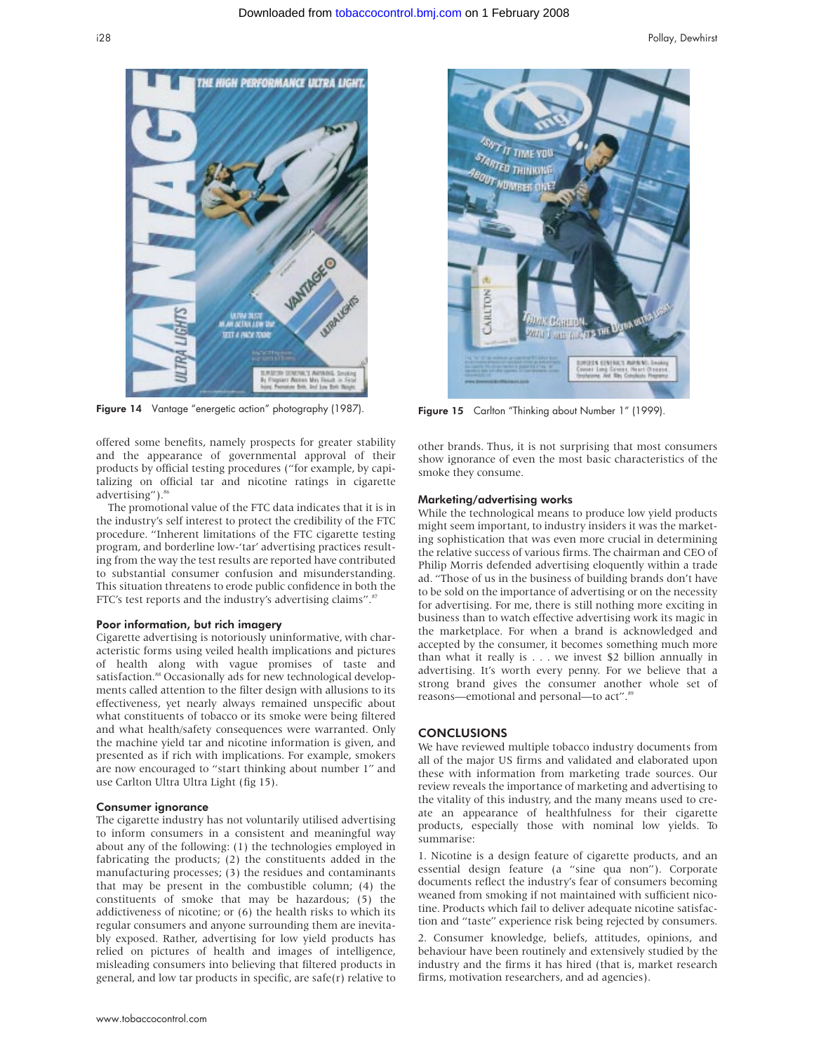Figure 14 Vantage "energetic action" photography (1987).

Figure 15 Carlton "Thinking about Number 1" (1999).

offered some benefits, namely prospects for greater stability and the appearance of governmental approval of their products by official testing procedures ("for example, by capitalizing on official tar and nicotine ratings in cigarette advertising").[86]

The promotional value of the FTC data indicates that it is in the industry's self interest to protect the credibility of the FTC procedure. "Inherent limitations of the FTC cigarette testing program, and borderline low-'tar' advertising practices resulting from the way the test results are reported have contributed to substantial consumer confusion and misunderstanding. This situation threatens to erode public confidence in both the FTC's test reports and the industry's advertising claims".[87]

### Poor information, but rich imagery

Cigarette advertising is notoriously uninformative, with characteristic forms using veiled health implications and pictures of health along with vague promises of taste and satisfaction.[88] Occasionally ads for new technological developments called attention to the filter design with allusions to its effectiveness, yet nearly always remained unspecific about what constituents of tobacco or its smoke were being filtered and what health/safety consequences were warranted. Only the machine yield tar and nicotine information is given, and presented as if rich with implications. For example, smokers are now encouraged to "start thinking about number 1" and use Carlton Ultra Ultra Light (fig 15).

### Consumer ignorance

The cigarette industry has not voluntarily utilised advertising to inform consumers in a consistent and meaningful way about any of the following: (1) the technologies employed in fabricating the products; (2) the constituents added in the manufacturing processes; (3) the residues and contaminants that may be present in the combustible column; (4) the constituents of smoke that may be hazardous; (5) the addictiveness of nicotine; or (6) the health risks to which its regular consumers and anyone surrounding them are inevitably exposed. Rather, advertising for low yield products has relied on pictures of health and images of intelligence, misleading consumers into believing that filtered products in general, and low tar products in specific, are safe(r) relative to other brands. Thus, it is not surprising that most consumers show ignorance of even the most basic characteristics of the smoke they consume.

### Marketing/advertising works

While the technological means to produce low yield products might seem important, to industry insiders it was the marketing sophistication that was even more crucial in determining the relative success of various firms. The chairman and CEO of Philip Morris defended advertising eloquently within a trade ad. "Those of us in the business of building brands don't have to be sold on the importance of advertising or on the necessity for advertising. For me, there is still nothing more exciting in business than to watch effective advertising work its magic in the marketplace. For when a brand is acknowledged and accepted by the consumer, it becomes something much more than what it really is . . . we invest $2 billion annually in advertising. It's worth every penny. For we believe that a strong brand gives the consumer another whole set of reasons—emotional and personal—to act".[89]

## CONCLUSIONS

We have reviewed multiple tobacco industry documents from all of the major US firms and validated and elaborated upon these with information from marketing trade sources. Our review reveals the importance of marketing and advertising to the vitality of this industry, and the many means used to create an appearance of healthfulness for their cigarette products, especially those with nominal low yields. To summarise:

1. Nicotine is a design feature of cigarette products, and an essential design feature (a "sine qua non"). Corporate documents reflect the industry's fear of consumers becoming weaned from smoking if not maintained with sufficient nicotine. Products which fail to deliver adequate nicotine satisfaction and "taste" experience risk being rejected by consumers.

2. Consumer knowledge, beliefs, attitudes, opinions, and behaviour have been routinely and extensively studied by the industry and the firms it has hired (that is, market research firms, motivation researchers, and ad agencies).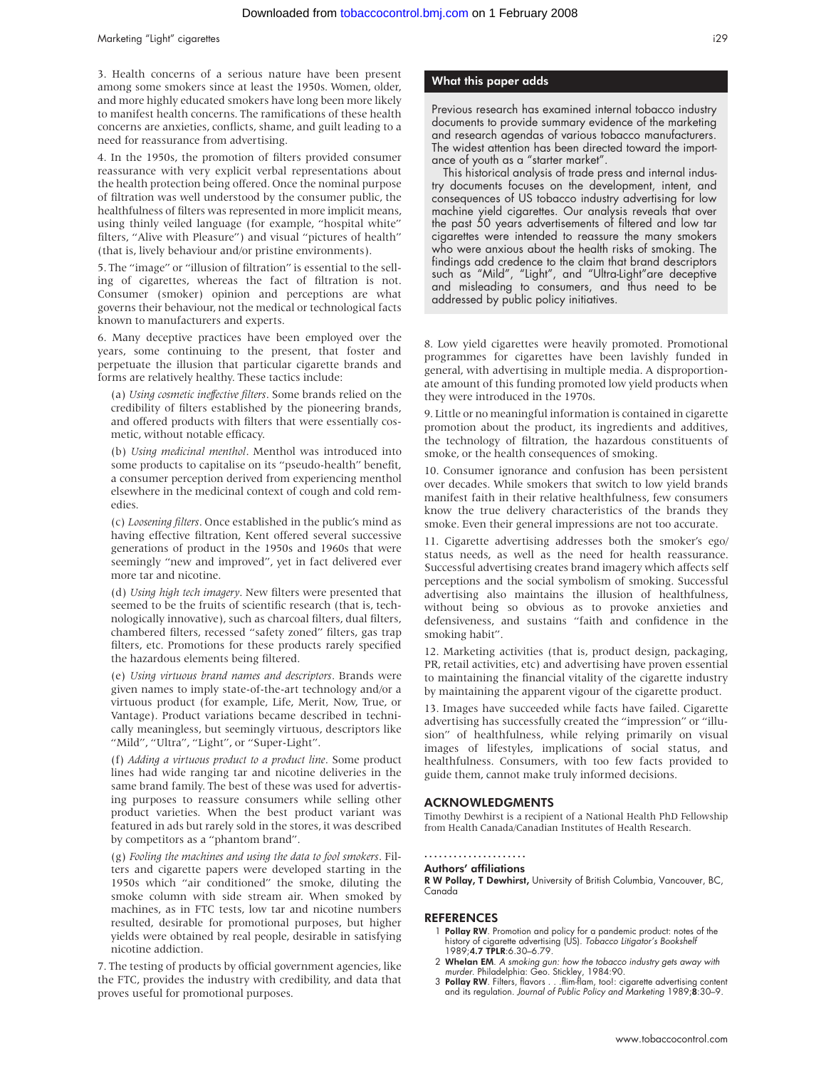3. Health concerns of a serious nature have been present among some smokers since at least the 1950s. Women, older, and more highly educated smokers have long been more likely to manifest health concerns. The ramifications of these health concerns are anxieties, conflicts, shame, and guilt leading to a need for reassurance from advertising.

4. In the 1950s, the promotion of filters provided consumer reassurance with very explicit verbal representations about the health protection being offered. Once the nominal purpose of filtration was well understood by the consumer public, the healthfulness of filters was represented in more implicit means, using thinly veiled language (for example, "hospital white" filters, "Alive with Pleasure") and visual "pictures of health" (that is, lively behaviour and/or pristine environments).

5. The "image" or "illusion of filtration" is essential to the selling of cigarettes, whereas the fact of filtration is not. Consumer (smoker) opinion and perceptions are what governs their behaviour, not the medical or technological facts known to manufacturers and experts.

6. Many deceptive practices have been employed over the years, some continuing to the present, that foster and perpetuate the illusion that particular cigarette brands and forms are relatively healthy. These tactics include:

(a) *Using cosmetic ineffective filters*. Some brands relied on the credibility of filters established by the pioneering brands, and offered products with filters that were essentially cosmetic, without notable efficacy.

(b) *Using medicinal menthol*. Menthol was introduced into some products to capitalise on its "pseudo-health" benefit, a consumer perception derived from experiencing menthol elsewhere in the medicinal context of cough and cold remedies.

(c) *Loosening filters*. Once established in the public's mind as having effective filtration, Kent offered several successive generations of product in the 1950s and 1960s that were seemingly "new and improved", yet in fact delivered ever more tar and nicotine.

(d) *Using high tech imagery*. New filters were presented that seemed to be the fruits of scientific research (that is, technologically innovative), such as charcoal filters, dual filters, chambered filters, recessed "safety zoned" filters, gas trap filters, etc. Promotions for these products rarely specified the hazardous elements being filtered.

(e) *Using virtuous brand names and descriptors*. Brands were given names to imply state-of-the-art technology and/or a virtuous product (for example, Life, Merit, Now, True, or Vantage). Product variations became described in technically meaningless, but seemingly virtuous, descriptors like "Mild", "Ultra", "Light", or "Super-Light".

(f) *Adding a virtuous product to a product line*. Some product lines had wide ranging tar and nicotine deliveries in the same brand family. The best of these was used for advertising purposes to reassure consumers while selling other product varieties. When the best product variant was featured in ads but rarely sold in the stores, it was described by competitors as a "phantom brand".

(g) *Fooling the machines and using the data to fool smokers*. Filters and cigarette papers were developed starting in the 1950s which "air conditioned" the smoke, diluting the smoke column with side stream air. When smoked by machines, as in FTC tests, low tar and nicotine numbers resulted, desirable for promotional purposes, but higher yields were obtained by real people, desirable in satisfying nicotine addiction.

7. The testing of products by official government agencies, like the FTC, provides the industry with credibility, and data that proves useful for promotional purposes.

8. Low yield cigarettes were heavily promoted. Promotional programmes for cigarettes have been lavishly funded in general, with advertising in multiple media. A disproportionate amount of this funding promoted low yield products when they were introduced in the 1970s.

9. Little or no meaningful information is contained in cigarette promotion about the product, its ingredients and additives, the technology of filtration, the hazardous constituents of smoke, or the health consequences of smoking.

10. Consumer ignorance and confusion has been persistent over decades. While smokers that switch to low yield brands manifest faith in their relative healthfulness, few consumers know the true delivery characteristics of the brands they smoke. Even their general impressions are not too accurate.

11. Cigarette advertising addresses both the smoker's ego/status needs, as well as the need for health reassurance. Successful advertising creates brand imagery which affects self perceptions and the social symbolism of smoking. Successful advertising also maintains the illusion of healthfulness, without being so obvious as to provoke anxieties and defensiveness, and sustains "faith and confidence in the smoking habit".

12. Marketing activities (that is, product design, packaging, PR, retail activities, etc) and advertising have proven essential to maintaining the financial vitality of the cigarette industry by maintaining the apparent vigour of the cigarette product.

13. Images have succeeded while facts have failed. Cigarette advertising has successfully created the "impression" or "illusion" of healthfulness, while relying primarily on visual images of lifestyles, implications of social status, and healthfulness. Consumers, with too few facts provided to guide them, cannot make truly informed decisions.

## What this paper adds

Previous research has examined internal tobacco industry documents to provide summary evidence of the marketing and research agendas of various tobacco manufacturers. The widest attention has been directed toward the importance of youth as a "starter market".

This historical analysis of trade press and internal industry documents focuses on the development, intent, and consequences of US tobacco industry advertising for low machine yield cigarettes. Our analysis reveals that over the past 50 years advertisements of filtered and low tar cigarettes were intended to reassure the many smokers who were anxious about the health risks of smoking. The findings add credence to the claim that brand descriptors such as "Mild", "Light", and "Ultra-Light"are deceptive and misleading to consumers, and thus need to be addressed by public policy initiatives.

## ACKNOWLEDGMENTS

Timothy Dewhirst is a recipient of a National Health PhD Fellowship from Health Canada/Canadian Institutes of Health Research.

### Authors' affiliations

**R W Pollay, T Dewhirst,** University of British Columbia, Vancouver, BC, Canada

## REFERENCES

1. **Pollay RW**. Promotion and policy for a pandemic product: notes of the history of cigarette advertising (US). *Tobacco Litigator's Bookshelf* 1989;**4.7 TPLR**:6.30–6.79.
2. **Whelan EM**. *A smoking gun: how the tobacco industry gets away with murder.* Philadelphia: Geo. Stickley, 1984:90.
3. **Pollay RW**. Filters, flavors . . .flim-flam, too!: cigarette advertising content and its regulation. *Journal of Public Policy and Marketing* 1989;**8**:30–9.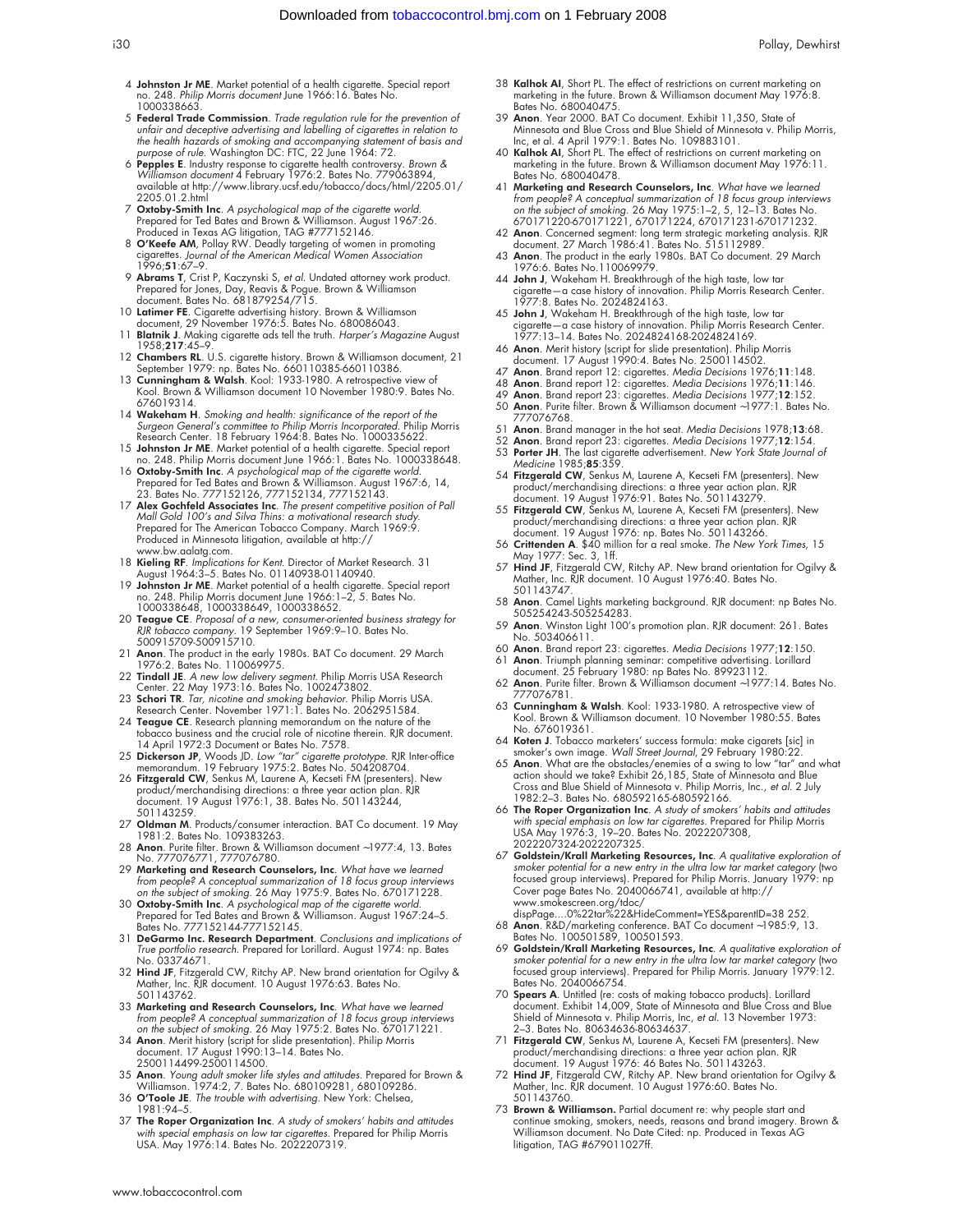4 **Johnston Jr ME**. Market potential of a health cigarette. Special report no. 248. *Philip Morris document* June 1966:16. Bates No. 1000338663.
5 **Federal Trade Commission**. *Trade regulation rule for the prevention of unfair and deceptive advertising and labelling of cigarettes in relation to the health hazards of smoking and accompanying statement of basis and purpose of rule.* Washington DC: FTC, 22 June 1964: 72.
6 **Pepples E**. Industry response to cigarette health controversy. *Brown & Williamson document* 4 February 1976:2. Bates No. 779063894, available at http://www.library.ucsf.edu/tobacco/docs/html/2205.01/2205.01.2.html
7 **Oxtoby-Smith Inc**. *A psychological map of the cigarette world.* Prepared for Ted Bates and Brown & Williamson. August 1967:26. Produced in Texas AG litigation, TAG #777152146.
8 **O'Keefe AM**, Pollay RW. Deadly targeting of women in promoting cigarettes. *Journal of the American Medical Women Association* 1996;**51**:67–9.
9 **Abrams T**, Crist P, Kaczynski S, *et al.* Undated attorney work product. Prepared for Jones, Day, Reavis & Pogue. Brown & Williamson document. Bates No. 681879254/715.
10 **Latimer FE**. Cigarette advertising history. Brown & Williamson document, 29 November 1976:5. Bates No. 680086043.
11 **Blatnik J**. Making cigarette ads tell the truth. *Harper's Magazine* August 1958;**217**:45–9.
12 **Chambers RL**. U.S. cigarette history. Brown & Williamson document, 21 September 1979: np. Bates No. 660110385-660110386.
13 **Cunningham & Walsh**. Kool: 1933-1980. A retrospective view of Kool. Brown & Williamson document 10 November 1980:9. Bates No. 676019314.
14 **Wakeham H**. *Smoking and health: significance of the report of the Surgeon General's committee to Philip Morris Incorporated.* Philip Morris Research Center. 18 February 1964:8. Bates No. 1000335622.
15 **Johnston Jr ME**. Market potential of a health cigarette. Special report no. 248. Philip Morris document June 1966:1. Bates No. 1000338648.
16 **Oxtoby-Smith Inc**. *A psychological map of the cigarette world.* Prepared for Ted Bates and Brown & Williamson. August 1967:6, 14, 23. Bates No. 777152126, 777152134, 777152143.
17 **Alex Gochfeld Associates Inc**. *The present competitive position of Pall Mall Gold 100's and Silva Thins: a motivational research study.* Prepared for The American Tobacco Company. March 1969:9. Produced in Minnesota litigation, available at http://www.bw.aalatg.com.
18 **Kieling RF**. *Implications for Kent.* Director of Market Research. 31 August 1964:3–5. Bates No. 01140938-01140940.
19 **Johnston Jr ME**. Market potential of a health cigarette. Special report no. 248. Philip Morris document June 1966:1–2, 5. Bates No. 1000338648, 1000338649, 1000338652.
20 **Teague CE**. *Proposal of a new, consumer-oriented business strategy for RJR tobacco company.* 19 September 1969:9–10. Bates No. 500915709-500915710.
21 **Anon**. The product in the early 1980s. BAT Co document. 29 March 1976:2. Bates No. 110069975.
22 **Tindall JE**. *A new low delivery segment.* Philip Morris USA Research Center. 22 May 1973:16. Bates No. 1002473802.
23 **Schori TR**. *Tar, nicotine and smoking behavior.* Philip Morris USA. Research Center. November 1971:1. Bates No. 2062951584.
24 **Teague CE**. Research planning memorandum on the nature of the tobacco business and the crucial role of nicotine therein. RJR document. 14 April 1972:3 Document or Bates No. 7578.
25 **Dickerson JP**, Woods JD. *Low "tar" cigarette prototype.* RJR Inter-office memorandum. 19 February 1975:2. Bates No. 504208704.
26 **Fitzgerald CW**, Senkus M, Laurene A, Kecseti FM (presenters). New product/merchandising directions: a three year action plan. RJR document. 19 August 1976:1, 38. Bates No. 501143244, 501143259.
27 **Oldman M**. Products/consumer interaction. BAT Co document. 19 May 1981:2. Bates No. 109383263.
28 **Anon**. Purite filter. Brown & Williamson document ~1977:4, 13. Bates No. 777076771, 777076780.
29 **Marketing and Research Counselors, Inc**. *What have we learned from people? A conceptual summarization of 18 focus group interviews on the subject of smoking.* 26 May 1975:9. Bates No. 670171228.
30 **Oxtoby-Smith Inc**. *A psychological map of the cigarette world.* Prepared for Ted Bates and Brown & Williamson. August 1967:24–5. Bates No. 777152144-777152145.
31 **DeGarmo Inc. Research Department**. *Conclusions and implications of True portfolio research.* Prepared for Lorillard. August 1974: np. Bates No. 03374671.
32 **Hind JF**, Fitzgerald CW, Ritchy AP. New brand orientation for Ogilvy & Mather, Inc. RJR document. 10 August 1976:63. Bates No. 501143762.
33 **Marketing and Research Counselors, Inc**. *What have we learned from people? A conceptual summarization of 18 focus group interviews on the subject of smoking.* 26 May 1975:2. Bates No. 670171221.
34 **Anon**. Merit history (script for slide presentation). Philip Morris document. 17 August 1990:13–14. Bates No. 2500114499-2500114500.
35 **Anon**. *Young adult smoker life styles and attitudes.* Prepared for Brown & Williamson. 1974:2, 7. Bates No. 680109281, 680109286.
36 **O'Toole JE**. *The trouble with advertising.* New York: Chelsea, 1981:94–5.
37 **The Roper Organization Inc**. *A study of smokers' habits and attitudes with special emphasis on low tar cigarettes.* Prepared for Philip Morris USA. May 1976:14. Bates No. 2022207319.
38 **Kalhok AI**, Short PL. The effect of restrictions on current marketing on marketing in the future. Brown & Williamson document May 1976:8. Bates No. 680040475.
39 **Anon**. Year 2000. BAT Co document. Exhibit 11,350, State of Minnesota and Blue Cross and Blue Shield of Minnesota v. Philip Morris, Inc, et al. 4 April 1979:1. Bates No. 109883101.
40 **Kalhok AI**, Short PL. The effect of restrictions on current marketing on marketing in the future. Brown & Williamson document May 1976:11. Bates No. 680040478.
41 **Marketing and Research Counselors, Inc**. *What have we learned from people? A conceptual summarization of 18 focus group interviews on the subject of smoking.* 26 May 1975:1–2, 5, 12–13. Bates No. 670171220-670171221, 670171224, 670171231-670171232.
42 **Anon**. Concerned segment: long term strategic marketing analysis. RJR document. 27 March 1986:41. Bates No. 515112989.
43 **Anon**. The product in the early 1980s. BAT Co document. 29 March 1976:6. Bates No.110069979.
44 **John J**, Wakeham H. Breakthrough of the high taste, low tar cigarette—a case history of innovation. Philip Morris Research Center. 1977:8. Bates No. 2024824163.
45 **John J**, Wakeham H. Breakthrough of the high taste, low tar cigarette—a case history of innovation. Philip Morris Research Center. 1977:13–14. Bates No. 2024824168-2024824169.
46 **Anon**. Merit history (script for slide presentation). Philip Morris document. 17 August 1990:4. Bates No. 2500114502.
47 **Anon**. Brand report 12: cigarettes. *Media Decisions* 1976;**11**:148.
48 **Anon**. Brand report 12: cigarettes. *Media Decisions* 1976;**11**:146.
49 **Anon**. Brand report 23: cigarettes. *Media Decisions* 1977;**12**:152.
50 **Anon**. Purite filter. Brown & Williamson document ~1977:1. Bates No. 777076768.
51 **Anon**. Brand manager in the hot seat. *Media Decisions* 1978;**13**:68.
52 **Anon**. Brand report 23: cigarettes. *Media Decisions* 1977;**12**:154.
53 **Porter JH**. The last cigarette advertisement. *New York State Journal of Medicine* 1985;**85**:359.
54 **Fitzgerald CW**, Senkus M, Laurene A, Kecseti FM (presenters). New product/merchandising directions: a three year action plan. RJR document. 19 August 1976:91. Bates No. 501143279.
55 **Fitzgerald CW**, Senkus M, Laurene A, Kecseti FM (presenters). New product/merchandising directions: a three year action plan. RJR document. 19 August 1976: np. Bates No. 501143266.
56 **Crittenden A**. $40 million for a real smoke. *The New York Times*, 15 May 1977: Sec. 3, 1ff.
57 **Hind JF**, Fitzgerald CW, Ritchy AP. New brand orientation for Ogilvy & Mather, Inc. RJR document. 10 August 1976:40. Bates No. 501143747.
58 **Anon**. Camel Lights marketing background. RJR document: np Bates No. 505254243-505254283.
59 **Anon**. Winston Light 100's promotion plan. RJR document: 261. Bates No. 503406611.
60 **Anon**. Brand report 23: cigarettes. *Media Decisions* 1977;**12**:150.
61 **Anon**. Triumph planning seminar: competitive advertising. Lorillard document. 25 February 1980: np Bates No. 89923112.
62 **Anon**. Purite filter. Brown & Williamson document ~1977:14. Bates No. 777076781.
63 **Cunningham & Walsh**. Kool: 1933-1980. A retrospective view of Kool. Brown & Williamson document. 10 November 1980:55. Bates No. 676019361.
64 **Koten J**. Tobacco marketers' success formula: make cigarets [sic] in smoker's own image. *Wall Street Journal*, 29 February 1980:22.
65 **Anon**. What are the obstacles/enemies of a swing to low "tar" and what action should we take? Exhibit 26,185, State of Minnesota and Blue Cross and Blue Shield of Minnesota v. Philip Morris, Inc., *et al.* 2 July 1982:2–3. Bates No. 680592165-680592166.
66 **The Roper Organization Inc**. *A study of smokers' habits and attitudes with special emphasis on low tar cigarettes.* Prepared for Philip Morris USA May 1976:3, 19–20. Bates No. 2022207308, 2022207324-2022207325.
67 **Goldstein/Krall Marketing Resources, Inc**. *A qualitative exploration of smoker potential for a new entry in the ultra low tar market category* (two focused group interviews). Prepared for Philip Morris. January 1979: np Cover page Bates No. 2040066741, available at http://www.smokescreen.org/tdoc/dispPage....0%22tar%22&HideComment=YES&parentID=38 252.
68 **Anon**. R&D/marketing conference. BAT Co document ~1985:9, 13. Bates No. 100501589, 100501593.
69 **Goldstein/Krall Marketing Resources, Inc**. *A qualitative exploration of smoker potential for a new entry in the ultra low tar market category* (two focused group interviews). Prepared for Philip Morris. January 1979:12. Bates No. 2040066754.
70 **Spears A**. Untitled (re: costs of making tobacco products). Lorillard document. Exhibit 14,009, State of Minnesota and Blue Cross and Blue Shield of Minnesota v. Philip Morris, Inc, *et al.* 13 November 1973: 2–3. Bates No. 80634636-80634637.
71 **Fitzgerald CW**, Senkus M, Laurene A, Kecseti FM (presenters). New product/merchandising directions: a three year action plan. RJR document. 19 August 1976: 46 Bates No. 501143263.
72 **Hind JF**, Fitzgerald CW, Ritchy AP. New brand orientation for Ogilvy & Mather, Inc. RJR document. 10 August 1976:60. Bates No. 501143760.
73 **Brown & Williamson.** Partial document re: why people start and continue smoking, smokers, needs, reasons and brand imagery. Brown & Williamson document. No Date Cited: np. Produced in Texas AG litigation, TAG #679011027ff.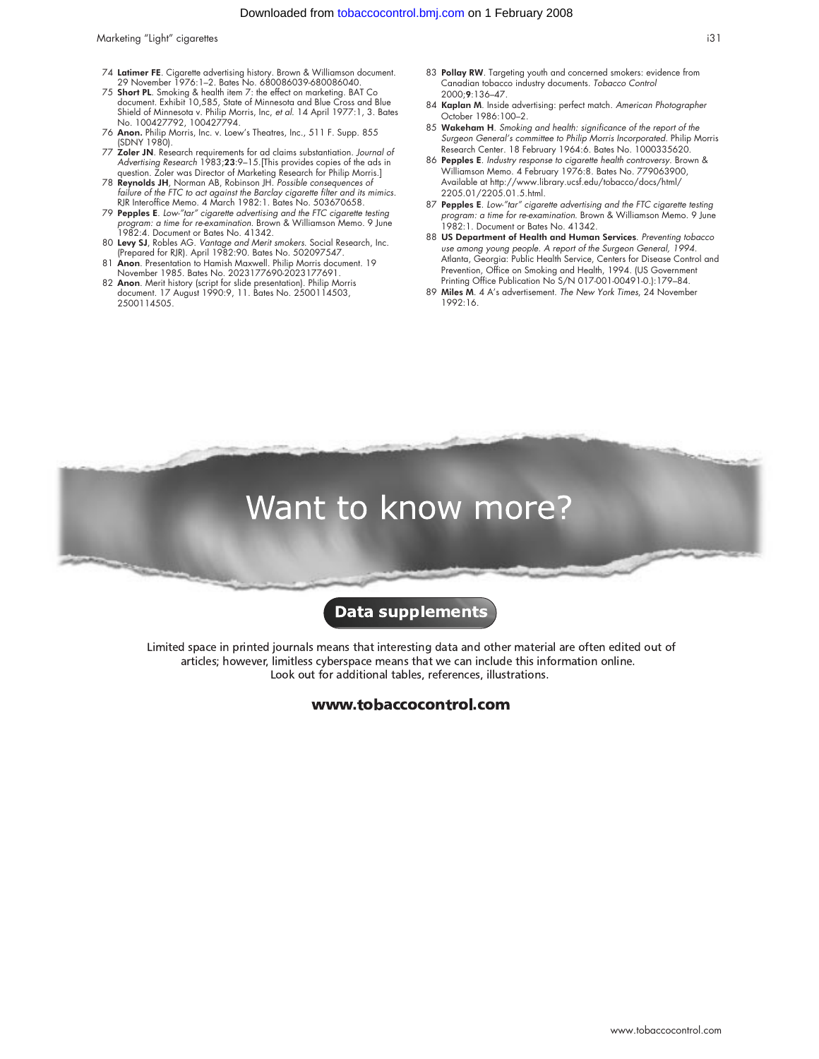74 **Latimer FE**. Cigarette advertising history. Brown & Williamson document. 29 November 1976:1–2. Bates No. 680086039-680086040.

75 **Short PL**. Smoking & health item 7: the effect on marketing. BAT Co document. Exhibit 10,585, State of Minnesota and Blue Cross and Blue Shield of Minnesota v. Philip Morris, Inc, *et al.* 14 April 1977:1, 3. Bates No. 100427792, 100427794.

76 **Anon.** Philip Morris, Inc. v. Loew's Theatres, Inc., 511 F. Supp. 855 (SDNY 1980).

77 **Zoler JN**. Research requirements for ad claims substantiation. *Journal of Advertising Research* 1983;**23**:9–15.[This provides copies of the ads in question. Zoler was Director of Marketing Research for Philip Morris.]

78 **Reynolds JH**, Norman AB, Robinson JH. *Possible consequences of failure of the FTC to act against the Barclay cigarette filter and its mimics.* RJR Interoffice Memo. 4 March 1982:1. Bates No. 503670658.

79 **Pepples E**. *Low-"tar" cigarette advertising and the FTC cigarette testing program: a time for re-examination.* Brown & Williamson Memo. 9 June 1982:4. Document or Bates No. 41342.

80 **Levy SJ**, Robles AG. *Vantage and Merit smokers.* Social Research, Inc. (Prepared for RJR). April 1982:90. Bates No. 502097547.

81 **Anon**. Presentation to Hamish Maxwell. Philip Morris document. 19 November 1985. Bates No. 2023177690-2023177691.

82 **Anon**. Merit history (script for slide presentation). Philip Morris document. 17 August 1990:9, 11. Bates No. 2500114503, 2500114505.

83 **Pollay RW**. Targeting youth and concerned smokers: evidence from Canadian tobacco industry documents. *Tobacco Control* 2000;**9**:136–47.

84 **Kaplan M**. Inside advertising: perfect match. *American Photographer* October 1986:100–2.

85 **Wakeham H**. *Smoking and health: significance of the report of the Surgeon General's committee to Philip Morris Incorporated.* Philip Morris Research Center. 18 February 1964:6. Bates No. 1000335620.

86 **Pepples E**. *Industry response to cigarette health controversy.* Brown & Williamson Memo. 4 February 1976:8. Bates No. 779063900, Available at http://www.library.ucsf.edu/tobacco/docs/html/2205.01/2205.01.5.html.

87 **Pepples E**. *Low-"tar" cigarette advertising and the FTC cigarette testing program: a time for re-examination.* Brown & Williamson Memo. 9 June 1982:1. Document or Bates No. 41342.

88 **US Department of Health and Human Services**. *Preventing tobacco use among young people. A report of the Surgeon General, 1994.* Atlanta, Georgia: Public Health Service, Centers for Disease Control and Prevention, Office on Smoking and Health, 1994. (US Government Printing Office Publication No S/N 017-001-00491-0.):179–84.

89 **Miles M**. 4 A's advertisement. *The New York Times*, 24 November 1992:16.

Want to know more?

**Data supplements**

Limited space in printed journals means that interesting data and other material are often edited out of articles; however, limitless cyberspace means that we can include this information online. Look out for additional tables, references, illustrations.

**www.tobaccocontrol.com**